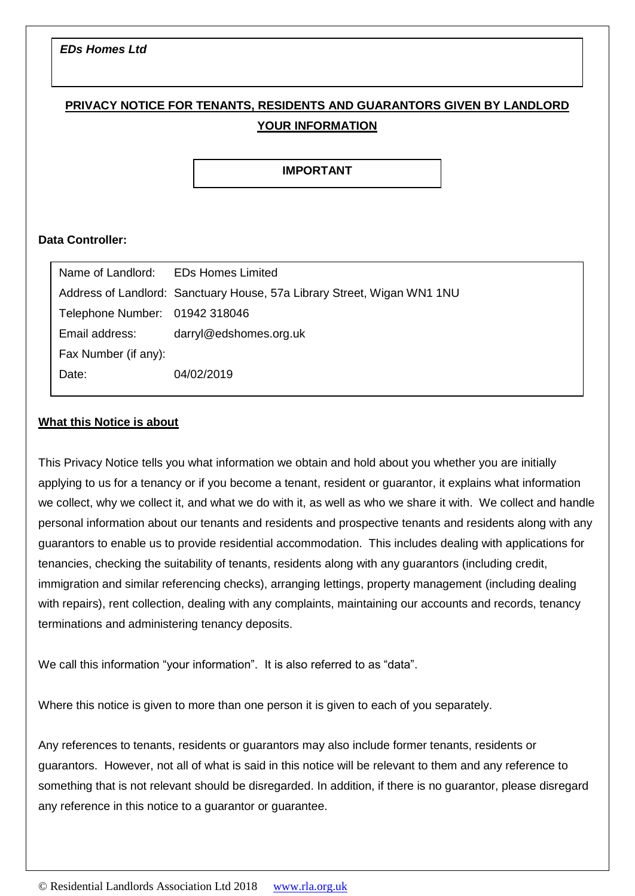*EDs Homes Ltd*

**PRIVACY NOTICE FOR TENANTS, RESIDENTS AND GUARANTORS GIVEN BY LANDLORD**

**YOUR INFORMATION**

**IMPORTANT**

**Data Controller:**

| | |
|---|---|
| Name of Landlord: | EDs Homes Limited |
| Address of Landlord: | Sanctuary House, 57a Library Street, Wigan WN1 1NU |
| Telephone Number: | 01942 318046 |
| Email address: | darryl@edshomes.org.uk |
| Fax Number (if any): | |
| Date: | 04/02/2019 |

## What this Notice is about

This Privacy Notice tells you what information we obtain and hold about you whether you are initially applying to us for a tenancy or if you become a tenant, resident or guarantor, it explains what information we collect, why we collect it, and what we do with it, as well as who we share it with. We collect and handle personal information about our tenants and residents and prospective tenants and residents along with any guarantors to enable us to provide residential accommodation. This includes dealing with applications for tenancies, checking the suitability of tenants, residents along with any guarantors (including credit, immigration and similar referencing checks), arranging lettings, property management (including dealing with repairs), rent collection, dealing with any complaints, maintaining our accounts and records, tenancy terminations and administering tenancy deposits.

We call this information "your information". It is also referred to as "data".

Where this notice is given to more than one person it is given to each of you separately.

Any references to tenants, residents or guarantors may also include former tenants, residents or guarantors. However, not all of what is said in this notice will be relevant to them and any reference to something that is not relevant should be disregarded. In addition, if there is no guarantor, please disregard any reference in this notice to a guarantor or guarantee.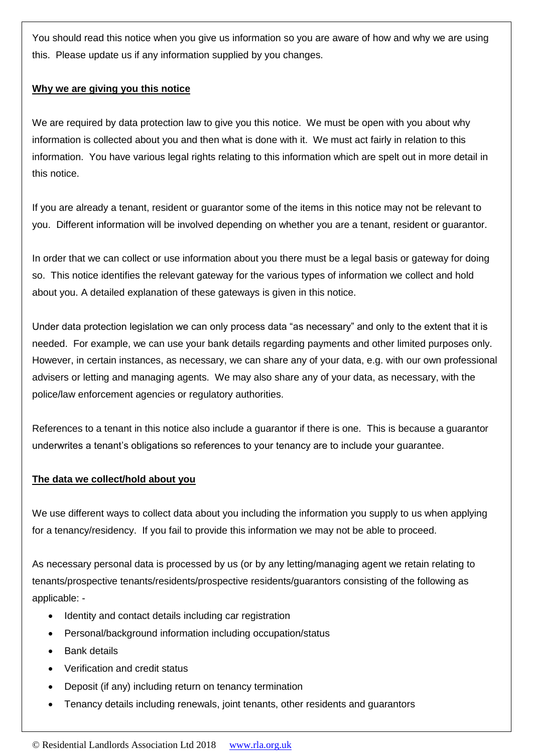You should read this notice when you give us information so you are aware of how and why we are using this. Please update us if any information supplied by you changes.

**Why we are giving you this notice**

We are required by data protection law to give you this notice. We must be open with you about why information is collected about you and then what is done with it. We must act fairly in relation to this information. You have various legal rights relating to this information which are spelt out in more detail in this notice.

If you are already a tenant, resident or guarantor some of the items in this notice may not be relevant to you. Different information will be involved depending on whether you are a tenant, resident or guarantor.

In order that we can collect or use information about you there must be a legal basis or gateway for doing so. This notice identifies the relevant gateway for the various types of information we collect and hold about you. A detailed explanation of these gateways is given in this notice.

Under data protection legislation we can only process data "as necessary" and only to the extent that it is needed. For example, we can use your bank details regarding payments and other limited purposes only. However, in certain instances, as necessary, we can share any of your data, e.g. with our own professional advisers or letting and managing agents. We may also share any of your data, as necessary, with the police/law enforcement agencies or regulatory authorities.

References to a tenant in this notice also include a guarantor if there is one. This is because a guarantor underwrites a tenant's obligations so references to your tenancy are to include your guarantee.

**The data we collect/hold about you**

We use different ways to collect data about you including the information you supply to us when applying for a tenancy/residency. If you fail to provide this information we may not be able to proceed.

As necessary personal data is processed by us (or by any letting/managing agent we retain relating to tenants/prospective tenants/residents/prospective residents/guarantors consisting of the following as applicable: -

- Identity and contact details including car registration
- Personal/background information including occupation/status
- Bank details
- Verification and credit status
- Deposit (if any) including return on tenancy termination
- Tenancy details including renewals, joint tenants, other residents and guarantors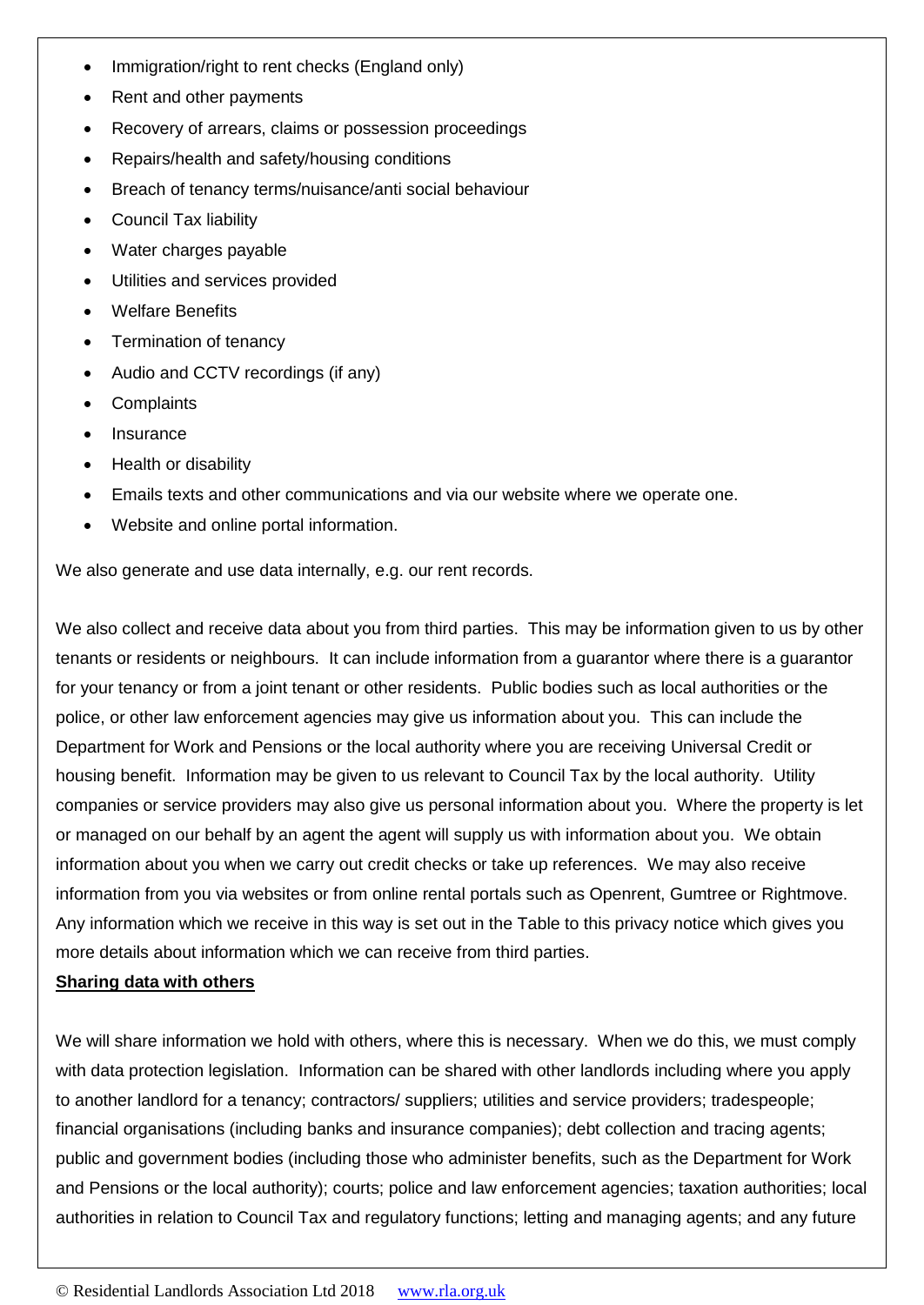- Immigration/right to rent checks (England only)
- Rent and other payments
- Recovery of arrears, claims or possession proceedings
- Repairs/health and safety/housing conditions
- Breach of tenancy terms/nuisance/anti social behaviour
- Council Tax liability
- Water charges payable
- Utilities and services provided
- Welfare Benefits
- Termination of tenancy
- Audio and CCTV recordings (if any)
- Complaints
- Insurance
- Health or disability
- Emails texts and other communications and via our website where we operate one.
- Website and online portal information.

We also generate and use data internally, e.g. our rent records.

We also collect and receive data about you from third parties. This may be information given to us by other tenants or residents or neighbours. It can include information from a guarantor where there is a guarantor for your tenancy or from a joint tenant or other residents. Public bodies such as local authorities or the police, or other law enforcement agencies may give us information about you. This can include the Department for Work and Pensions or the local authority where you are receiving Universal Credit or housing benefit. Information may be given to us relevant to Council Tax by the local authority. Utility companies or service providers may also give us personal information about you. Where the property is let or managed on our behalf by an agent the agent will supply us with information about you. We obtain information about you when we carry out credit checks or take up references. We may also receive information from you via websites or from online rental portals such as Openrent, Gumtree or Rightmove. Any information which we receive in this way is set out in the Table to this privacy notice which gives you more details about information which we can receive from third parties.

**Sharing data with others**

We will share information we hold with others, where this is necessary. When we do this, we must comply with data protection legislation. Information can be shared with other landlords including where you apply to another landlord for a tenancy; contractors/ suppliers; utilities and service providers; tradespeople; financial organisations (including banks and insurance companies); debt collection and tracing agents; public and government bodies (including those who administer benefits, such as the Department for Work and Pensions or the local authority); courts; police and law enforcement agencies; taxation authorities; local authorities in relation to Council Tax and regulatory functions; letting and managing agents; and any future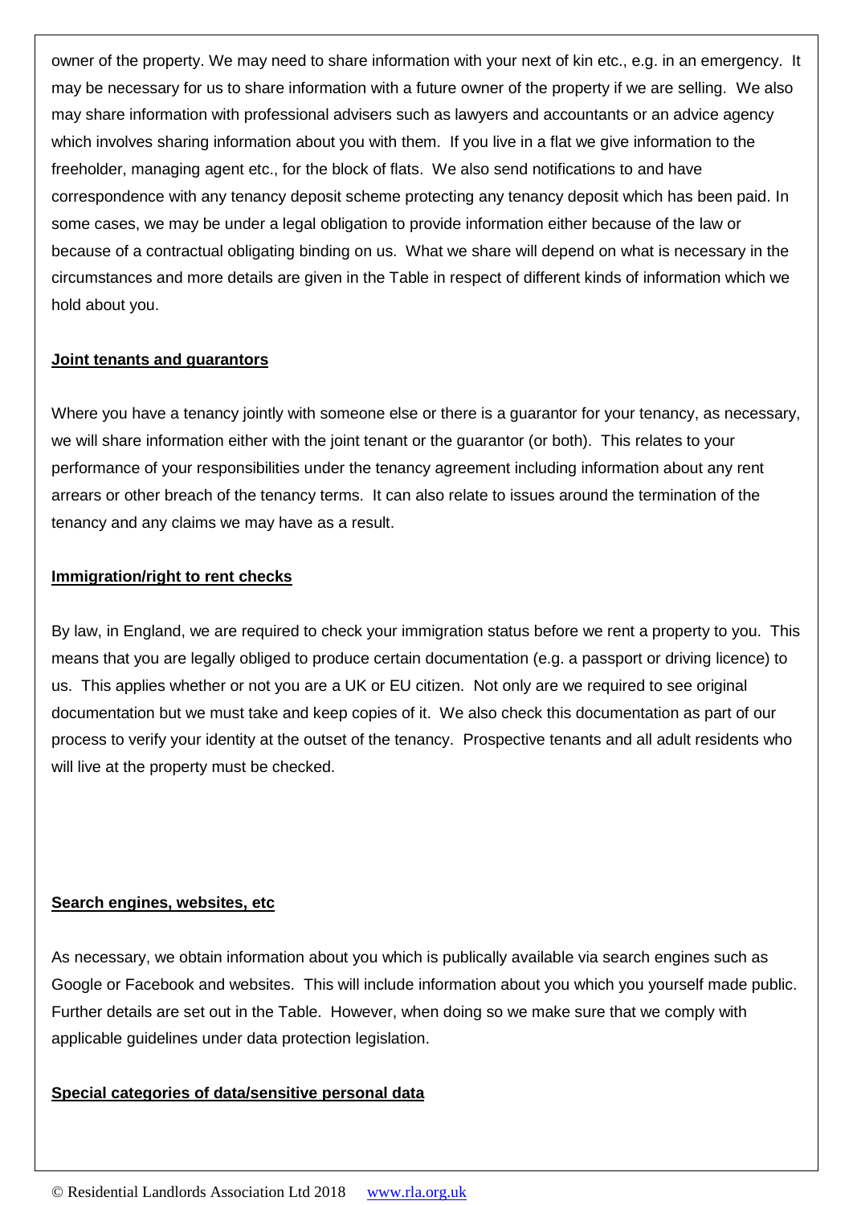owner of the property. We may need to share information with your next of kin etc., e.g. in an emergency. It may be necessary for us to share information with a future owner of the property if we are selling. We also may share information with professional advisers such as lawyers and accountants or an advice agency which involves sharing information about you with them. If you live in a flat we give information to the freeholder, managing agent etc., for the block of flats. We also send notifications to and have correspondence with any tenancy deposit scheme protecting any tenancy deposit which has been paid. In some cases, we may be under a legal obligation to provide information either because of the law or because of a contractual obligating binding on us. What we share will depend on what is necessary in the circumstances and more details are given in the Table in respect of different kinds of information which we hold about you.

**Joint tenants and guarantors**

Where you have a tenancy jointly with someone else or there is a guarantor for your tenancy, as necessary, we will share information either with the joint tenant or the guarantor (or both). This relates to your performance of your responsibilities under the tenancy agreement including information about any rent arrears or other breach of the tenancy terms. It can also relate to issues around the termination of the tenancy and any claims we may have as a result.

**Immigration/right to rent checks**

By law, in England, we are required to check your immigration status before we rent a property to you. This means that you are legally obliged to produce certain documentation (e.g. a passport or driving licence) to us. This applies whether or not you are a UK or EU citizen. Not only are we required to see original documentation but we must take and keep copies of it. We also check this documentation as part of our process to verify your identity at the outset of the tenancy. Prospective tenants and all adult residents who will live at the property must be checked.

**Search engines, websites, etc**

As necessary, we obtain information about you which is publically available via search engines such as Google or Facebook and websites. This will include information about you which you yourself made public. Further details are set out in the Table. However, when doing so we make sure that we comply with applicable guidelines under data protection legislation.

**Special categories of data/sensitive personal data**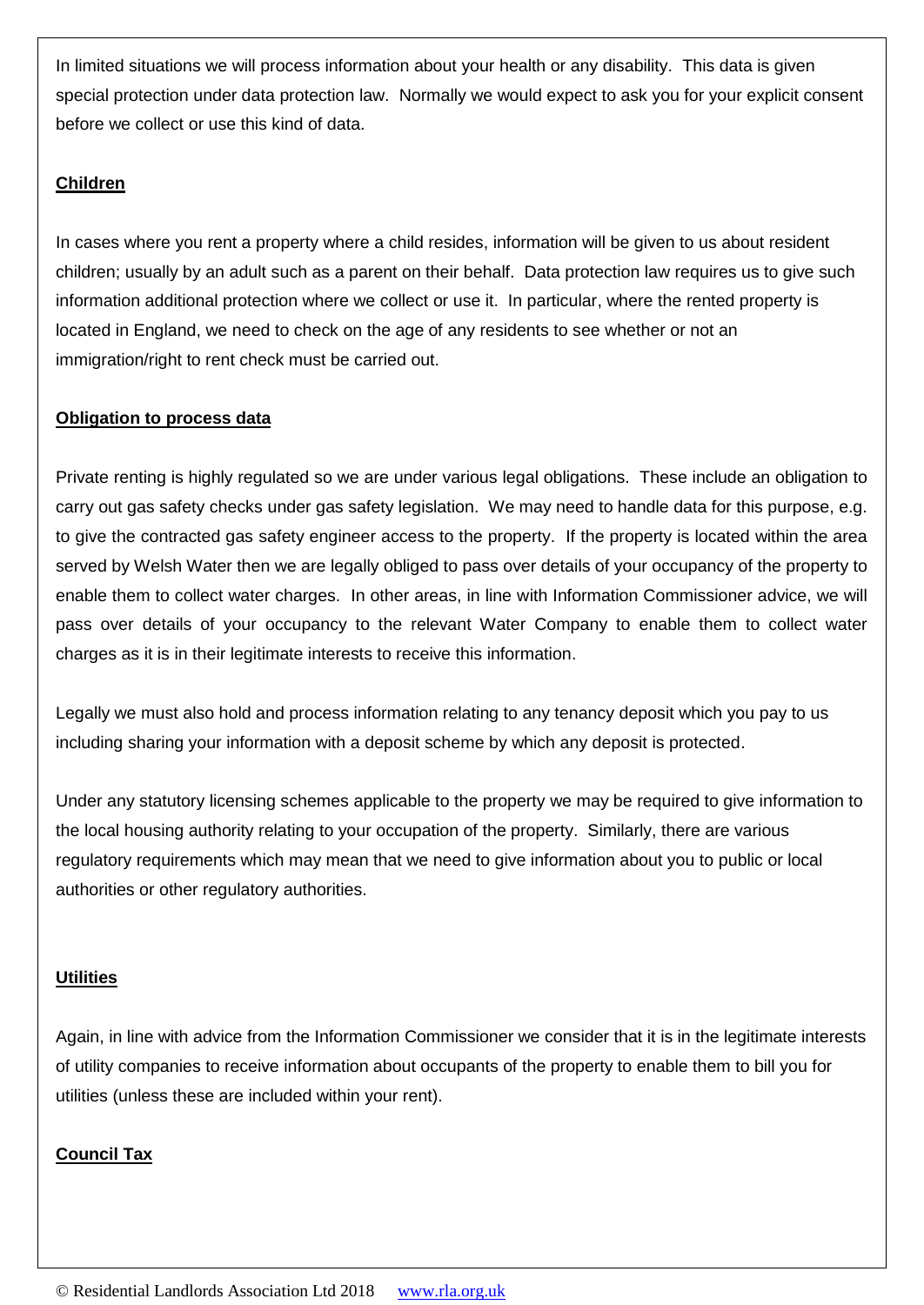In limited situations we will process information about your health or any disability. This data is given special protection under data protection law. Normally we would expect to ask you for your explicit consent before we collect or use this kind of data.

**Children**

In cases where you rent a property where a child resides, information will be given to us about resident children; usually by an adult such as a parent on their behalf. Data protection law requires us to give such information additional protection where we collect or use it. In particular, where the rented property is located in England, we need to check on the age of any residents to see whether or not an immigration/right to rent check must be carried out.

**Obligation to process data**

Private renting is highly regulated so we are under various legal obligations. These include an obligation to carry out gas safety checks under gas safety legislation. We may need to handle data for this purpose, e.g. to give the contracted gas safety engineer access to the property. If the property is located within the area served by Welsh Water then we are legally obliged to pass over details of your occupancy of the property to enable them to collect water charges. In other areas, in line with Information Commissioner advice, we will pass over details of your occupancy to the relevant Water Company to enable them to collect water charges as it is in their legitimate interests to receive this information.

Legally we must also hold and process information relating to any tenancy deposit which you pay to us including sharing your information with a deposit scheme by which any deposit is protected.

Under any statutory licensing schemes applicable to the property we may be required to give information to the local housing authority relating to your occupation of the property. Similarly, there are various regulatory requirements which may mean that we need to give information about you to public or local authorities or other regulatory authorities.

**Utilities**

Again, in line with advice from the Information Commissioner we consider that it is in the legitimate interests of utility companies to receive information about occupants of the property to enable them to bill you for utilities (unless these are included within your rent).

**Council Tax**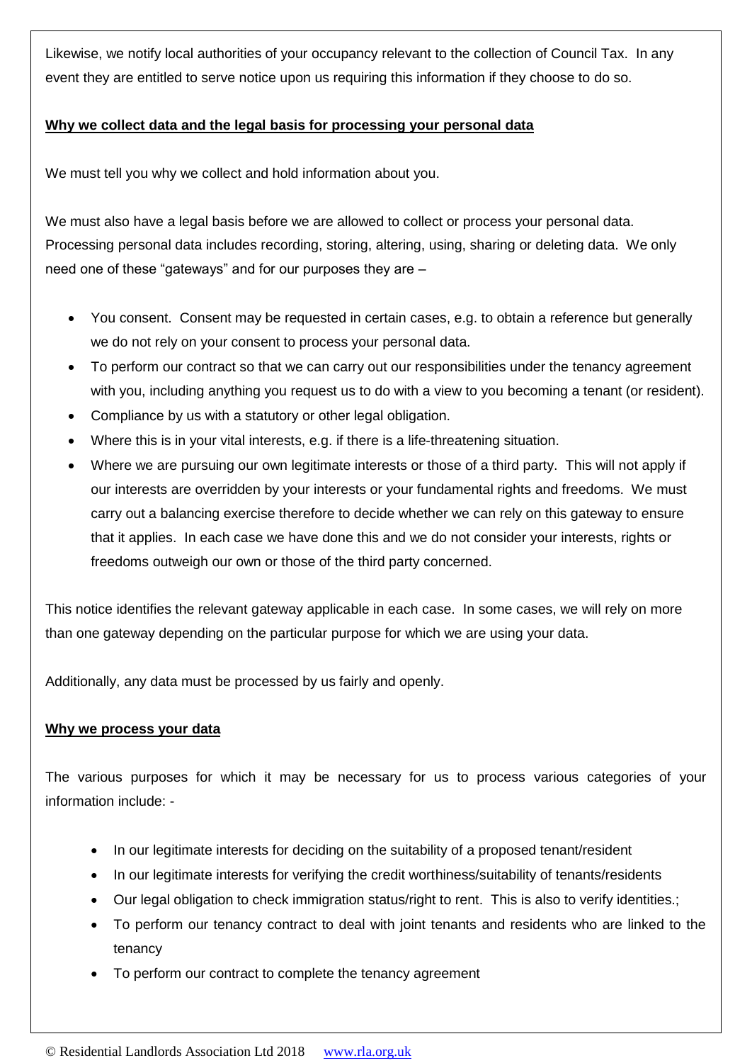Likewise, we notify local authorities of your occupancy relevant to the collection of Council Tax. In any event they are entitled to serve notice upon us requiring this information if they choose to do so.

**Why we collect data and the legal basis for processing your personal data**

We must tell you why we collect and hold information about you.

We must also have a legal basis before we are allowed to collect or process your personal data. Processing personal data includes recording, storing, altering, using, sharing or deleting data. We only need one of these "gateways" and for our purposes they are –

- You consent. Consent may be requested in certain cases, e.g. to obtain a reference but generally we do not rely on your consent to process your personal data.
- To perform our contract so that we can carry out our responsibilities under the tenancy agreement with you, including anything you request us to do with a view to you becoming a tenant (or resident).
- Compliance by us with a statutory or other legal obligation.
- Where this is in your vital interests, e.g. if there is a life-threatening situation.
- Where we are pursuing our own legitimate interests or those of a third party. This will not apply if our interests are overridden by your interests or your fundamental rights and freedoms. We must carry out a balancing exercise therefore to decide whether we can rely on this gateway to ensure that it applies. In each case we have done this and we do not consider your interests, rights or freedoms outweigh our own or those of the third party concerned.

This notice identifies the relevant gateway applicable in each case. In some cases, we will rely on more than one gateway depending on the particular purpose for which we are using your data.

Additionally, any data must be processed by us fairly and openly.

**Why we process your data**

The various purposes for which it may be necessary for us to process various categories of your information include: -

- In our legitimate interests for deciding on the suitability of a proposed tenant/resident
- In our legitimate interests for verifying the credit worthiness/suitability of tenants/residents
- Our legal obligation to check immigration status/right to rent. This is also to verify identities.;
- To perform our tenancy contract to deal with joint tenants and residents who are linked to the tenancy
- To perform our contract to complete the tenancy agreement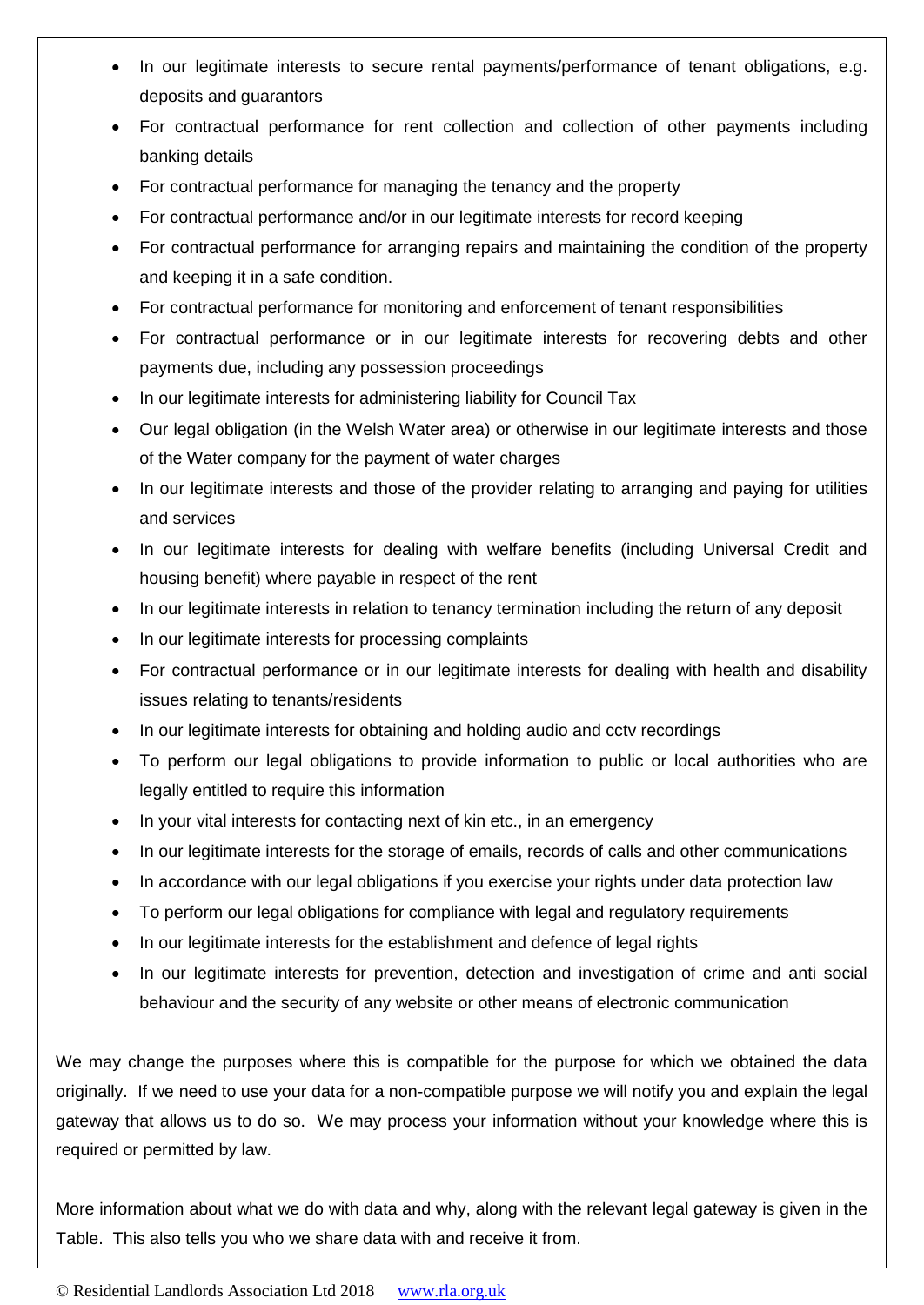- In our legitimate interests to secure rental payments/performance of tenant obligations, e.g. deposits and guarantors
- For contractual performance for rent collection and collection of other payments including banking details
- For contractual performance for managing the tenancy and the property
- For contractual performance and/or in our legitimate interests for record keeping
- For contractual performance for arranging repairs and maintaining the condition of the property and keeping it in a safe condition.
- For contractual performance for monitoring and enforcement of tenant responsibilities
- For contractual performance or in our legitimate interests for recovering debts and other payments due, including any possession proceedings
- In our legitimate interests for administering liability for Council Tax
- Our legal obligation (in the Welsh Water area) or otherwise in our legitimate interests and those of the Water company for the payment of water charges
- In our legitimate interests and those of the provider relating to arranging and paying for utilities and services
- In our legitimate interests for dealing with welfare benefits (including Universal Credit and housing benefit) where payable in respect of the rent
- In our legitimate interests in relation to tenancy termination including the return of any deposit
- In our legitimate interests for processing complaints
- For contractual performance or in our legitimate interests for dealing with health and disability issues relating to tenants/residents
- In our legitimate interests for obtaining and holding audio and cctv recordings
- To perform our legal obligations to provide information to public or local authorities who are legally entitled to require this information
- In your vital interests for contacting next of kin etc., in an emergency
- In our legitimate interests for the storage of emails, records of calls and other communications
- In accordance with our legal obligations if you exercise your rights under data protection law
- To perform our legal obligations for compliance with legal and regulatory requirements
- In our legitimate interests for the establishment and defence of legal rights
- In our legitimate interests for prevention, detection and investigation of crime and anti social behaviour and the security of any website or other means of electronic communication

We may change the purposes where this is compatible for the purpose for which we obtained the data originally. If we need to use your data for a non-compatible purpose we will notify you and explain the legal gateway that allows us to do so. We may process your information without your knowledge where this is required or permitted by law.

More information about what we do with data and why, along with the relevant legal gateway is given in the Table. This also tells you who we share data with and receive it from.

© Residential Landlords Association Ltd 2018 www.rla.org.uk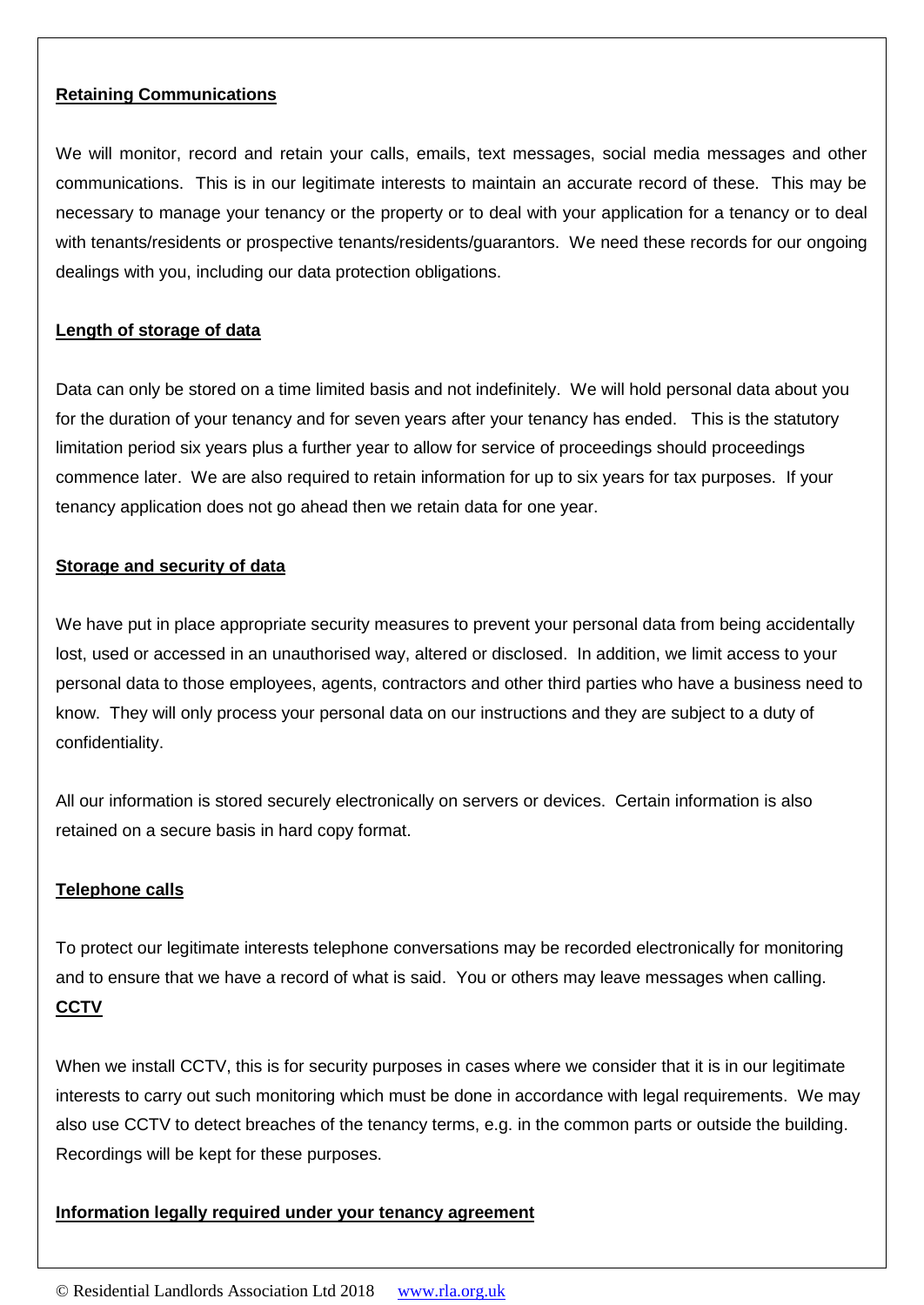**Retaining Communications**

We will monitor, record and retain your calls, emails, text messages, social media messages and other communications. This is in our legitimate interests to maintain an accurate record of these. This may be necessary to manage your tenancy or the property or to deal with your application for a tenancy or to deal with tenants/residents or prospective tenants/residents/guarantors. We need these records for our ongoing dealings with you, including our data protection obligations.

**Length of storage of data**

Data can only be stored on a time limited basis and not indefinitely. We will hold personal data about you for the duration of your tenancy and for seven years after your tenancy has ended. This is the statutory limitation period six years plus a further year to allow for service of proceedings should proceedings commence later. We are also required to retain information for up to six years for tax purposes. If your tenancy application does not go ahead then we retain data for one year.

**Storage and security of data**

We have put in place appropriate security measures to prevent your personal data from being accidentally lost, used or accessed in an unauthorised way, altered or disclosed. In addition, we limit access to your personal data to those employees, agents, contractors and other third parties who have a business need to know. They will only process your personal data on our instructions and they are subject to a duty of confidentiality.

All our information is stored securely electronically on servers or devices. Certain information is also retained on a secure basis in hard copy format.

**Telephone calls**

To protect our legitimate interests telephone conversations may be recorded electronically for monitoring and to ensure that we have a record of what is said. You or others may leave messages when calling.

**CCTV**

When we install CCTV, this is for security purposes in cases where we consider that it is in our legitimate interests to carry out such monitoring which must be done in accordance with legal requirements. We may also use CCTV to detect breaches of the tenancy terms, e.g. in the common parts or outside the building. Recordings will be kept for these purposes.

**Information legally required under your tenancy agreement**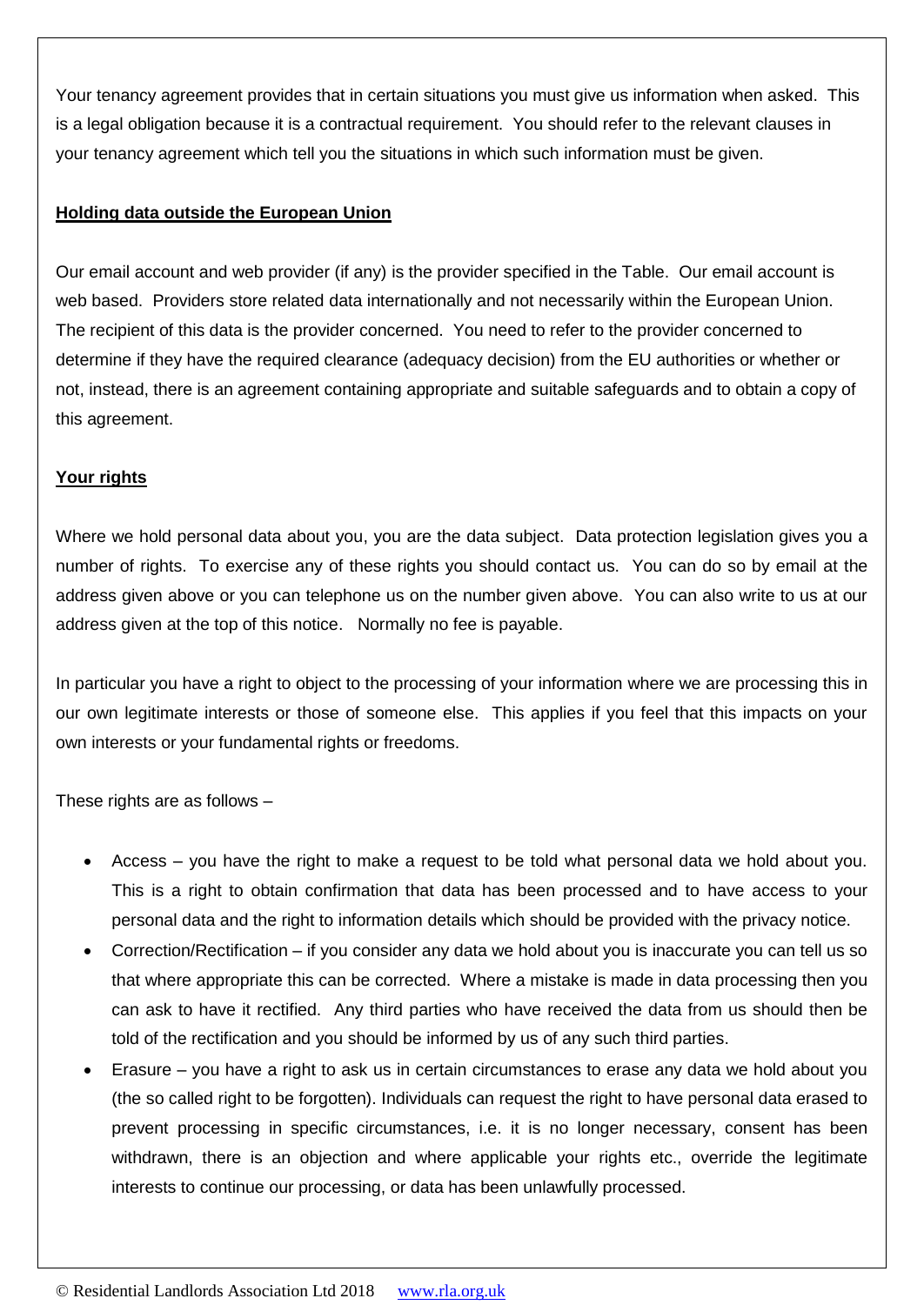Your tenancy agreement provides that in certain situations you must give us information when asked. This is a legal obligation because it is a contractual requirement. You should refer to the relevant clauses in your tenancy agreement which tell you the situations in which such information must be given.

**Holding data outside the European Union**

Our email account and web provider (if any) is the provider specified in the Table. Our email account is web based. Providers store related data internationally and not necessarily within the European Union. The recipient of this data is the provider concerned. You need to refer to the provider concerned to determine if they have the required clearance (adequacy decision) from the EU authorities or whether or not, instead, there is an agreement containing appropriate and suitable safeguards and to obtain a copy of this agreement.

**Your rights**

Where we hold personal data about you, you are the data subject. Data protection legislation gives you a number of rights. To exercise any of these rights you should contact us. You can do so by email at the address given above or you can telephone us on the number given above. You can also write to us at our address given at the top of this notice. Normally no fee is payable.

In particular you have a right to object to the processing of your information where we are processing this in our own legitimate interests or those of someone else. This applies if you feel that this impacts on your own interests or your fundamental rights or freedoms.

These rights are as follows –

- Access – you have the right to make a request to be told what personal data we hold about you. This is a right to obtain confirmation that data has been processed and to have access to your personal data and the right to information details which should be provided with the privacy notice.
- Correction/Rectification – if you consider any data we hold about you is inaccurate you can tell us so that where appropriate this can be corrected. Where a mistake is made in data processing then you can ask to have it rectified. Any third parties who have received the data from us should then be told of the rectification and you should be informed by us of any such third parties.
- Erasure – you have a right to ask us in certain circumstances to erase any data we hold about you (the so called right to be forgotten). Individuals can request the right to have personal data erased to prevent processing in specific circumstances, i.e. it is no longer necessary, consent has been withdrawn, there is an objection and where applicable your rights etc., override the legitimate interests to continue our processing, or data has been unlawfully processed.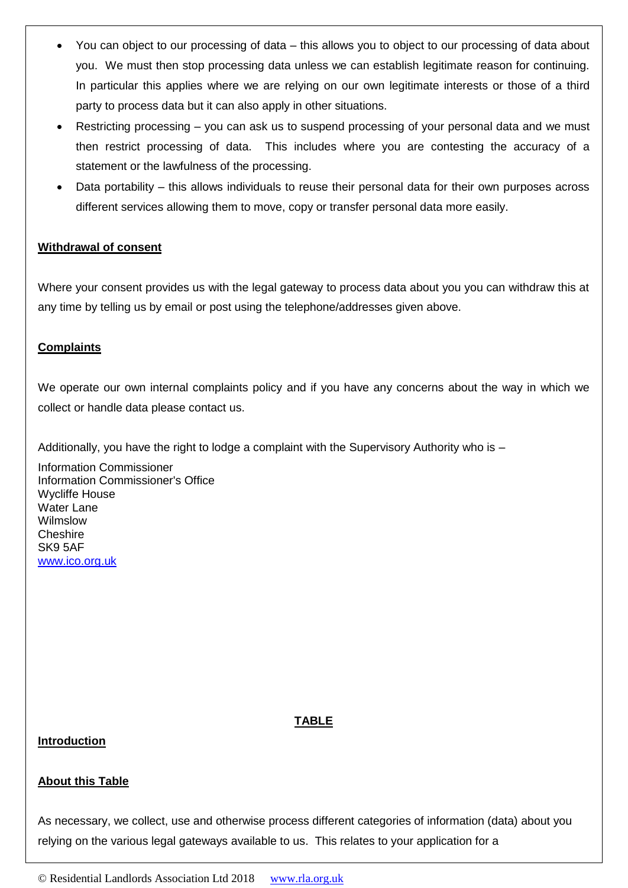- You can object to our processing of data – this allows you to object to our processing of data about you. We must then stop processing data unless we can establish legitimate reason for continuing. In particular this applies where we are relying on our own legitimate interests or those of a third party to process data but it can also apply in other situations.
- Restricting processing – you can ask us to suspend processing of your personal data and we must then restrict processing of data. This includes where you are contesting the accuracy of a statement or the lawfulness of the processing.
- Data portability – this allows individuals to reuse their personal data for their own purposes across different services allowing them to move, copy or transfer personal data more easily.

**Withdrawal of consent**

Where your consent provides us with the legal gateway to process data about you you can withdraw this at any time by telling us by email or post using the telephone/addresses given above.

**Complaints**

We operate our own internal complaints policy and if you have any concerns about the way in which we collect or handle data please contact us.

Additionally, you have the right to lodge a complaint with the Supervisory Authority who is –

Information Commissioner
Information Commissioner's Office
Wycliffe House
Water Lane
Wilmslow
Cheshire
SK9 5AF
www.ico.org.uk

## TABLE

**Introduction**

**About this Table**

As necessary, we collect, use and otherwise process different categories of information (data) about you relying on the various legal gateways available to us. This relates to your application for a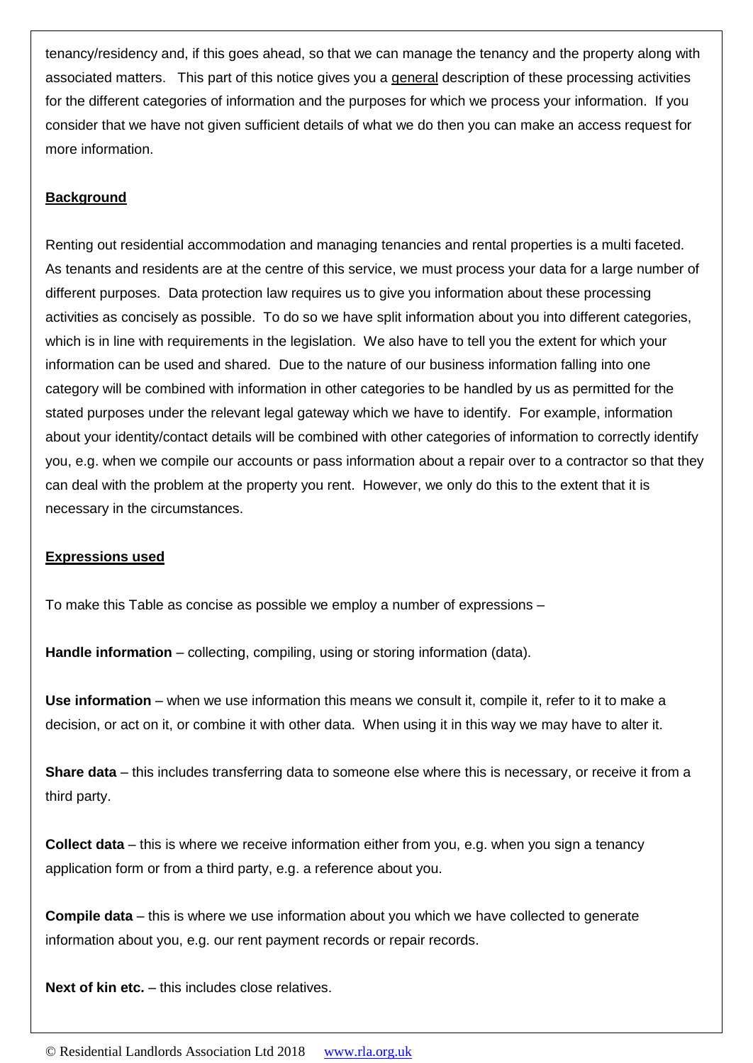tenancy/residency and, if this goes ahead, so that we can manage the tenancy and the property along with associated matters. This part of this notice gives you a general description of these processing activities for the different categories of information and the purposes for which we process your information. If you consider that we have not given sufficient details of what we do then you can make an access request for more information.

**Background**

Renting out residential accommodation and managing tenancies and rental properties is a multi faceted. As tenants and residents are at the centre of this service, we must process your data for a large number of different purposes. Data protection law requires us to give you information about these processing activities as concisely as possible. To do so we have split information about you into different categories, which is in line with requirements in the legislation. We also have to tell you the extent for which your information can be used and shared. Due to the nature of our business information falling into one category will be combined with information in other categories to be handled by us as permitted for the stated purposes under the relevant legal gateway which we have to identify. For example, information about your identity/contact details will be combined with other categories of information to correctly identify you, e.g. when we compile our accounts or pass information about a repair over to a contractor so that they can deal with the problem at the property you rent. However, we only do this to the extent that it is necessary in the circumstances.

**Expressions used**

To make this Table as concise as possible we employ a number of expressions –

**Handle information** – collecting, compiling, using or storing information (data).

**Use information** – when we use information this means we consult it, compile it, refer to it to make a decision, or act on it, or combine it with other data. When using it in this way we may have to alter it.

**Share data** – this includes transferring data to someone else where this is necessary, or receive it from a third party.

**Collect data** – this is where we receive information either from you, e.g. when you sign a tenancy application form or from a third party, e.g. a reference about you.

**Compile data** – this is where we use information about you which we have collected to generate information about you, e.g. our rent payment records or repair records.

**Next of kin etc.** – this includes close relatives.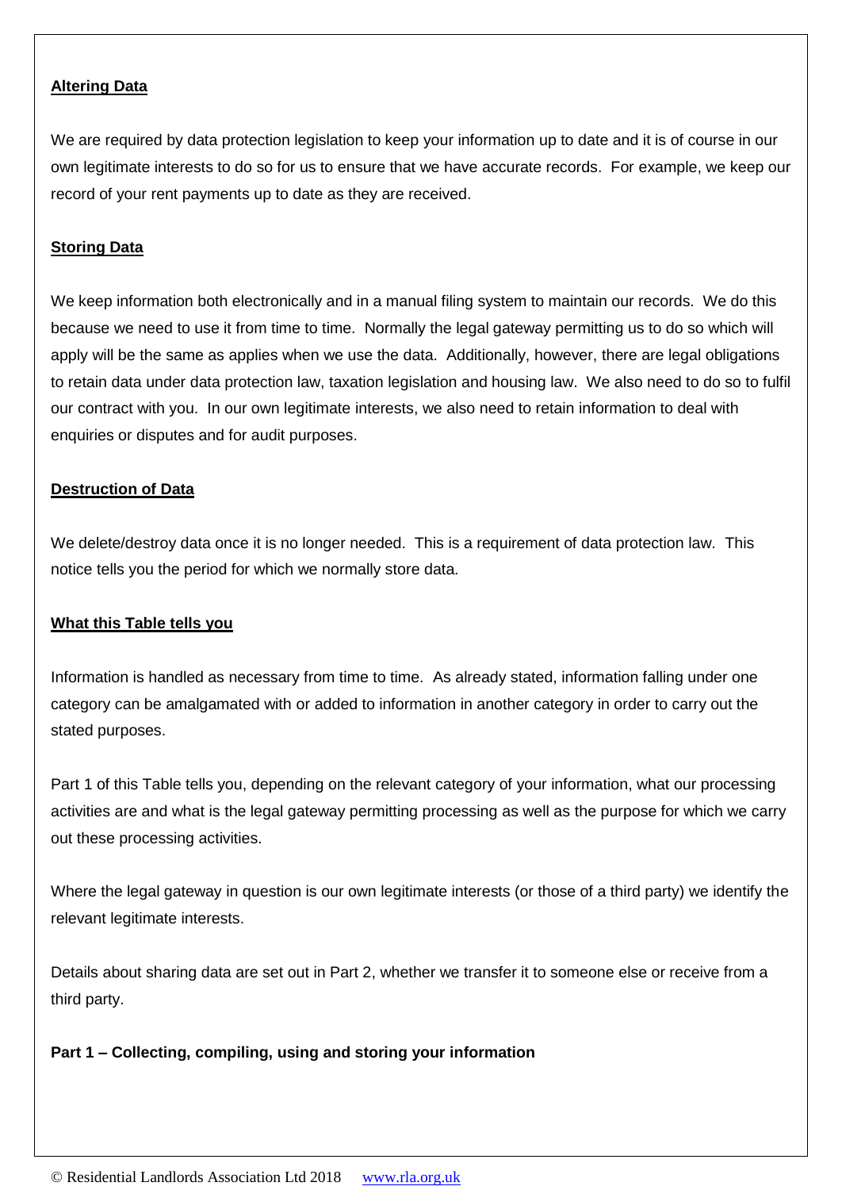**Altering Data**

We are required by data protection legislation to keep your information up to date and it is of course in our own legitimate interests to do so for us to ensure that we have accurate records. For example, we keep our record of your rent payments up to date as they are received.

**Storing Data**

We keep information both electronically and in a manual filing system to maintain our records. We do this because we need to use it from time to time. Normally the legal gateway permitting us to do so which will apply will be the same as applies when we use the data. Additionally, however, there are legal obligations to retain data under data protection law, taxation legislation and housing law. We also need to do so to fulfil our contract with you. In our own legitimate interests, we also need to retain information to deal with enquiries or disputes and for audit purposes.

**Destruction of Data**

We delete/destroy data once it is no longer needed. This is a requirement of data protection law. This notice tells you the period for which we normally store data.

**What this Table tells you**

Information is handled as necessary from time to time. As already stated, information falling under one category can be amalgamated with or added to information in another category in order to carry out the stated purposes.

Part 1 of this Table tells you, depending on the relevant category of your information, what our processing activities are and what is the legal gateway permitting processing as well as the purpose for which we carry out these processing activities.

Where the legal gateway in question is our own legitimate interests (or those of a third party) we identify the relevant legitimate interests.

Details about sharing data are set out in Part 2, whether we transfer it to someone else or receive from a third party.

**Part 1 – Collecting, compiling, using and storing your information**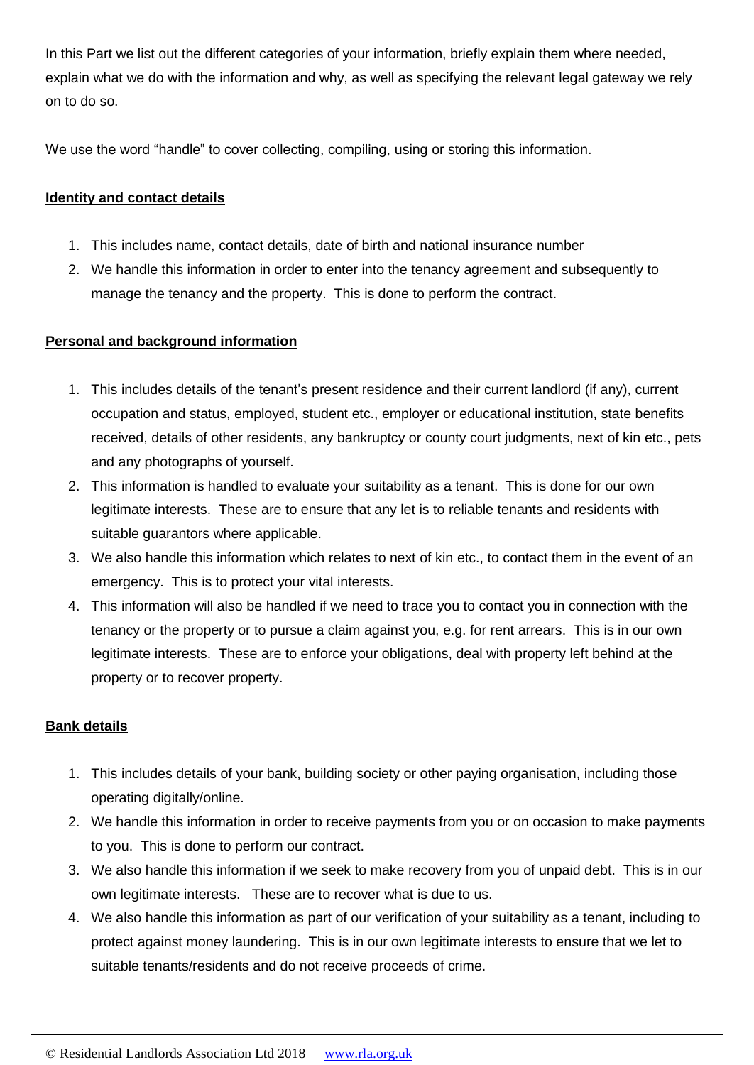In this Part we list out the different categories of your information, briefly explain them where needed, explain what we do with the information and why, as well as specifying the relevant legal gateway we rely on to do so.

We use the word "handle" to cover collecting, compiling, using or storing this information.

**Identity and contact details**

1. This includes name, contact details, date of birth and national insurance number
2. We handle this information in order to enter into the tenancy agreement and subsequently to manage the tenancy and the property. This is done to perform the contract.

**Personal and background information**

1. This includes details of the tenant's present residence and their current landlord (if any), current occupation and status, employed, student etc., employer or educational institution, state benefits received, details of other residents, any bankruptcy or county court judgments, next of kin etc., pets and any photographs of yourself.
2. This information is handled to evaluate your suitability as a tenant. This is done for our own legitimate interests. These are to ensure that any let is to reliable tenants and residents with suitable guarantors where applicable.
3. We also handle this information which relates to next of kin etc., to contact them in the event of an emergency. This is to protect your vital interests.
4. This information will also be handled if we need to trace you to contact you in connection with the tenancy or the property or to pursue a claim against you, e.g. for rent arrears. This is in our own legitimate interests. These are to enforce your obligations, deal with property left behind at the property or to recover property.

**Bank details**

1. This includes details of your bank, building society or other paying organisation, including those operating digitally/online.
2. We handle this information in order to receive payments from you or on occasion to make payments to you. This is done to perform our contract.
3. We also handle this information if we seek to make recovery from you of unpaid debt. This is in our own legitimate interests. These are to recover what is due to us.
4. We also handle this information as part of our verification of your suitability as a tenant, including to protect against money laundering. This is in our own legitimate interests to ensure that we let to suitable tenants/residents and do not receive proceeds of crime.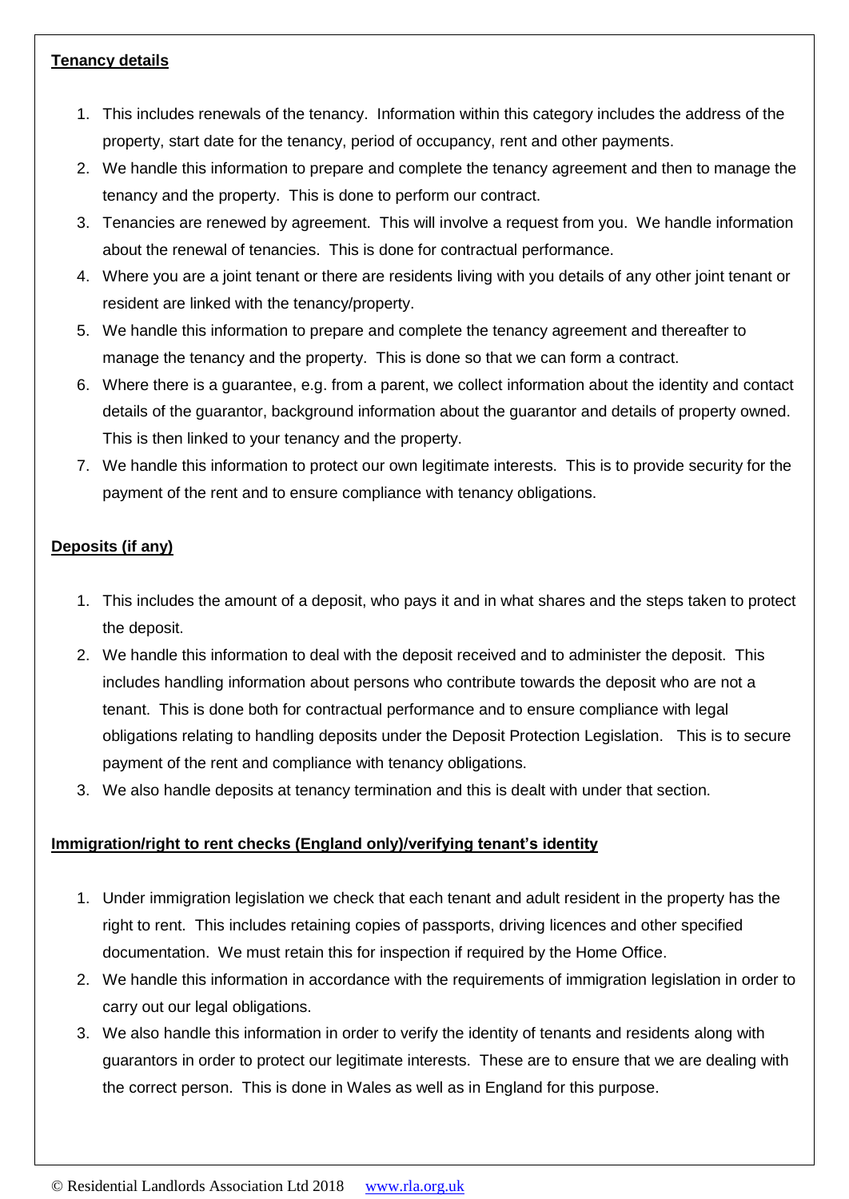**Tenancy details**

1. This includes renewals of the tenancy. Information within this category includes the address of the property, start date for the tenancy, period of occupancy, rent and other payments.
2. We handle this information to prepare and complete the tenancy agreement and then to manage the tenancy and the property. This is done to perform our contract.
3. Tenancies are renewed by agreement. This will involve a request from you. We handle information about the renewal of tenancies. This is done for contractual performance.
4. Where you are a joint tenant or there are residents living with you details of any other joint tenant or resident are linked with the tenancy/property.
5. We handle this information to prepare and complete the tenancy agreement and thereafter to manage the tenancy and the property. This is done so that we can form a contract.
6. Where there is a guarantee, e.g. from a parent, we collect information about the identity and contact details of the guarantor, background information about the guarantor and details of property owned. This is then linked to your tenancy and the property.
7. We handle this information to protect our own legitimate interests. This is to provide security for the payment of the rent and to ensure compliance with tenancy obligations.

**Deposits (if any)**

1. This includes the amount of a deposit, who pays it and in what shares and the steps taken to protect the deposit.
2. We handle this information to deal with the deposit received and to administer the deposit. This includes handling information about persons who contribute towards the deposit who are not a tenant. This is done both for contractual performance and to ensure compliance with legal obligations relating to handling deposits under the Deposit Protection Legislation. This is to secure payment of the rent and compliance with tenancy obligations.
3. We also handle deposits at tenancy termination and this is dealt with under that section.

**Immigration/right to rent checks (England only)/verifying tenant's identity**

1. Under immigration legislation we check that each tenant and adult resident in the property has the right to rent. This includes retaining copies of passports, driving licences and other specified documentation. We must retain this for inspection if required by the Home Office.
2. We handle this information in accordance with the requirements of immigration legislation in order to carry out our legal obligations.
3. We also handle this information in order to verify the identity of tenants and residents along with guarantors in order to protect our legitimate interests. These are to ensure that we are dealing with the correct person. This is done in Wales as well as in England for this purpose.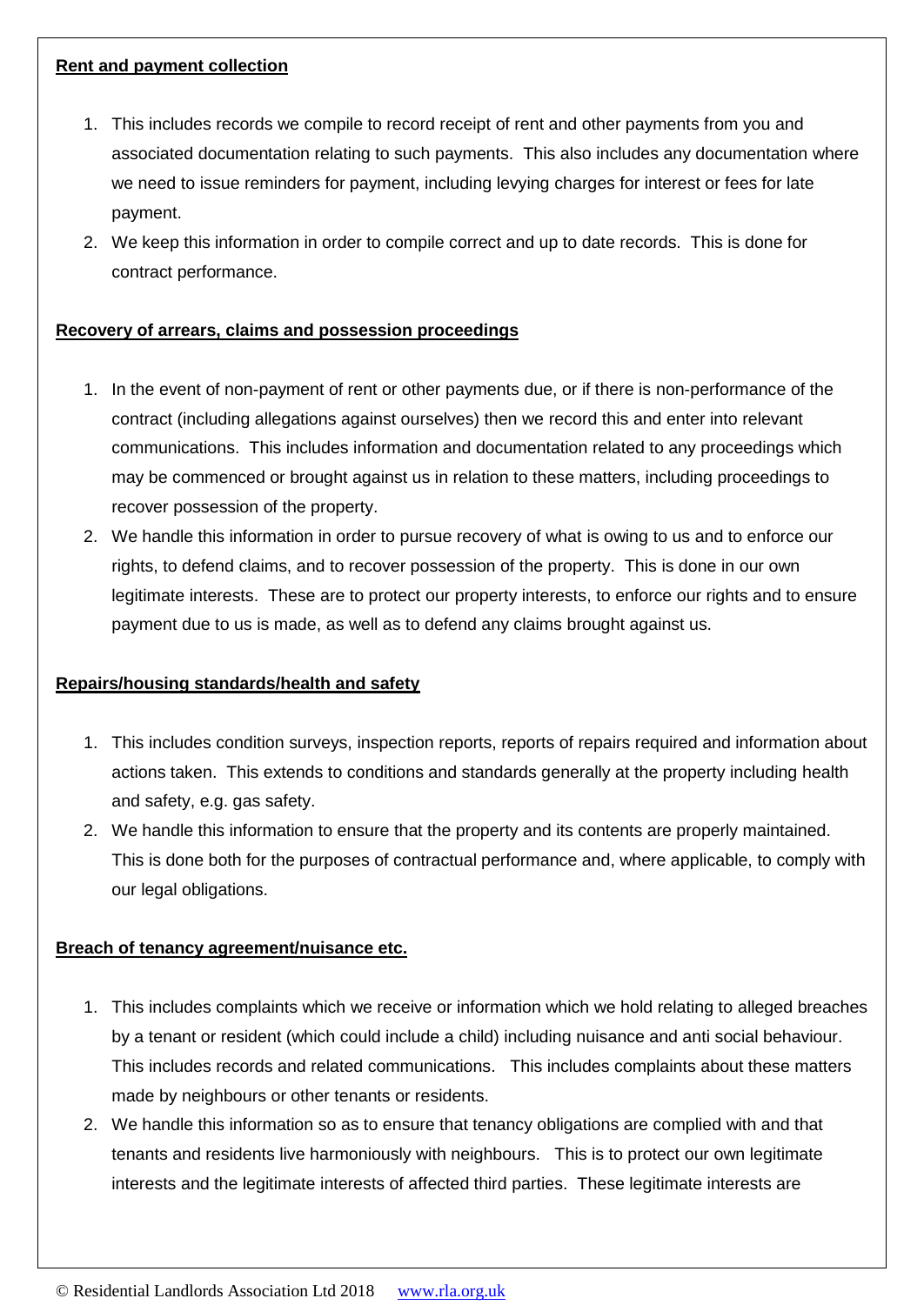**Rent and payment collection**

1. This includes records we compile to record receipt of rent and other payments from you and associated documentation relating to such payments. This also includes any documentation where we need to issue reminders for payment, including levying charges for interest or fees for late payment.
2. We keep this information in order to compile correct and up to date records. This is done for contract performance.

**Recovery of arrears, claims and possession proceedings**

1. In the event of non-payment of rent or other payments due, or if there is non-performance of the contract (including allegations against ourselves) then we record this and enter into relevant communications. This includes information and documentation related to any proceedings which may be commenced or brought against us in relation to these matters, including proceedings to recover possession of the property.
2. We handle this information in order to pursue recovery of what is owing to us and to enforce our rights, to defend claims, and to recover possession of the property. This is done in our own legitimate interests. These are to protect our property interests, to enforce our rights and to ensure payment due to us is made, as well as to defend any claims brought against us.

**Repairs/housing standards/health and safety**

1. This includes condition surveys, inspection reports, reports of repairs required and information about actions taken. This extends to conditions and standards generally at the property including health and safety, e.g. gas safety.
2. We handle this information to ensure that the property and its contents are properly maintained. This is done both for the purposes of contractual performance and, where applicable, to comply with our legal obligations.

**Breach of tenancy agreement/nuisance etc.**

1. This includes complaints which we receive or information which we hold relating to alleged breaches by a tenant or resident (which could include a child) including nuisance and anti social behaviour. This includes records and related communications. This includes complaints about these matters made by neighbours or other tenants or residents.
2. We handle this information so as to ensure that tenancy obligations are complied with and that tenants and residents live harmoniously with neighbours. This is to protect our own legitimate interests and the legitimate interests of affected third parties. These legitimate interests are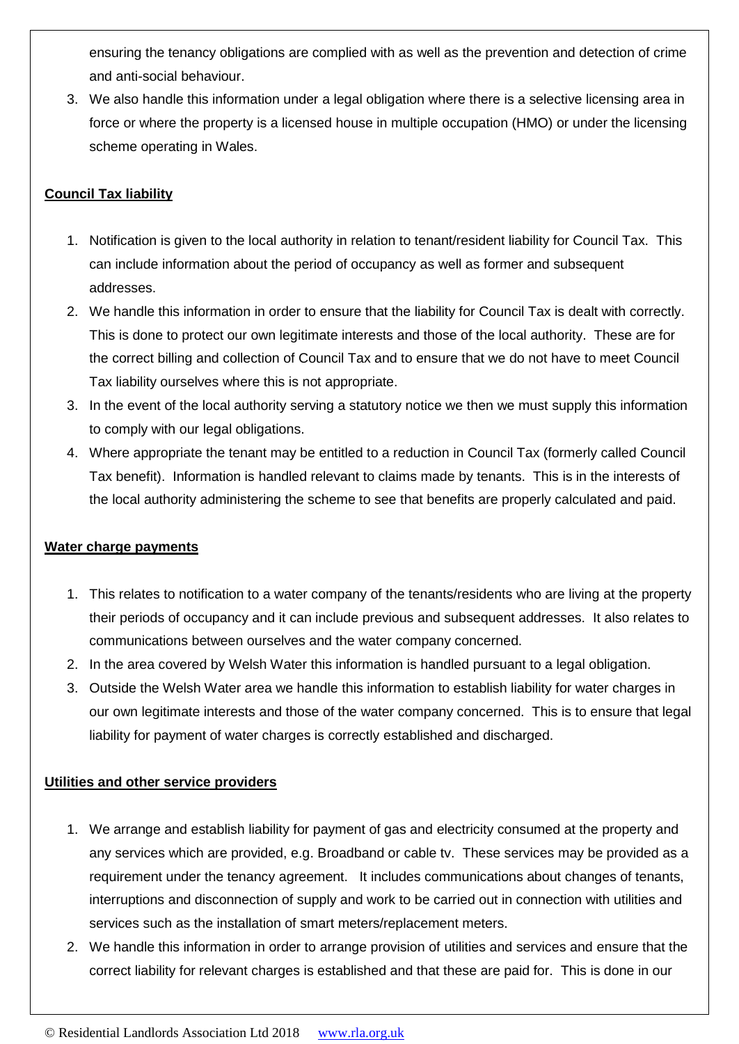ensuring the tenancy obligations are complied with as well as the prevention and detection of crime and anti-social behaviour.

3. We also handle this information under a legal obligation where there is a selective licensing area in force or where the property is a licensed house in multiple occupation (HMO) or under the licensing scheme operating in Wales.

**Council Tax liability**

1. Notification is given to the local authority in relation to tenant/resident liability for Council Tax. This can include information about the period of occupancy as well as former and subsequent addresses.
2. We handle this information in order to ensure that the liability for Council Tax is dealt with correctly. This is done to protect our own legitimate interests and those of the local authority. These are for the correct billing and collection of Council Tax and to ensure that we do not have to meet Council Tax liability ourselves where this is not appropriate.
3. In the event of the local authority serving a statutory notice we then we must supply this information to comply with our legal obligations.
4. Where appropriate the tenant may be entitled to a reduction in Council Tax (formerly called Council Tax benefit). Information is handled relevant to claims made by tenants. This is in the interests of the local authority administering the scheme to see that benefits are properly calculated and paid.

**Water charge payments**

1. This relates to notification to a water company of the tenants/residents who are living at the property their periods of occupancy and it can include previous and subsequent addresses. It also relates to communications between ourselves and the water company concerned.
2. In the area covered by Welsh Water this information is handled pursuant to a legal obligation.
3. Outside the Welsh Water area we handle this information to establish liability for water charges in our own legitimate interests and those of the water company concerned. This is to ensure that legal liability for payment of water charges is correctly established and discharged.

**Utilities and other service providers**

1. We arrange and establish liability for payment of gas and electricity consumed at the property and any services which are provided, e.g. Broadband or cable tv. These services may be provided as a requirement under the tenancy agreement. It includes communications about changes of tenants, interruptions and disconnection of supply and work to be carried out in connection with utilities and services such as the installation of smart meters/replacement meters.
2. We handle this information in order to arrange provision of utilities and services and ensure that the correct liability for relevant charges is established and that these are paid for. This is done in our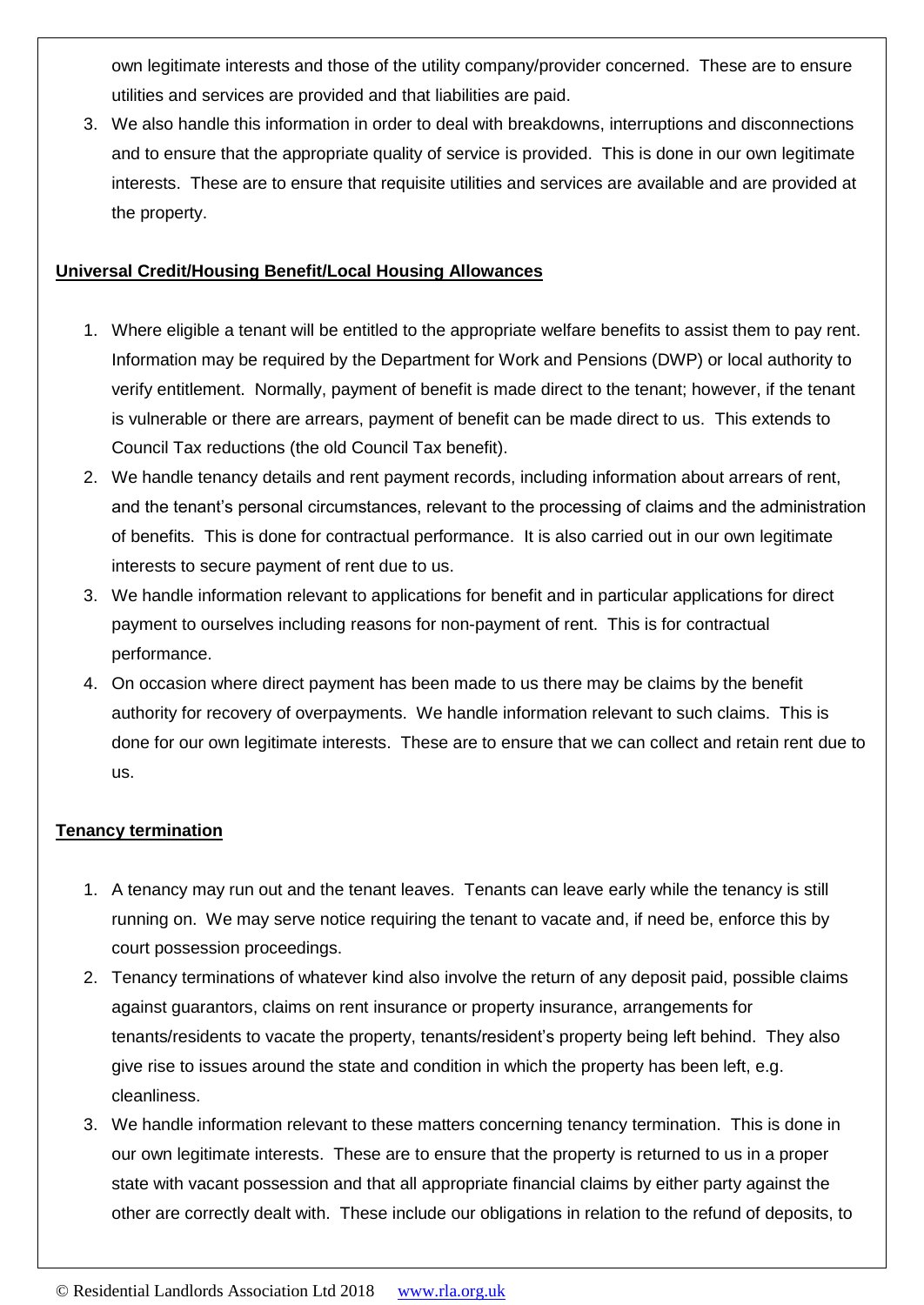own legitimate interests and those of the utility company/provider concerned. These are to ensure utilities and services are provided and that liabilities are paid.

3. We also handle this information in order to deal with breakdowns, interruptions and disconnections and to ensure that the appropriate quality of service is provided. This is done in our own legitimate interests. These are to ensure that requisite utilities and services are available and are provided at the property.

**Universal Credit/Housing Benefit/Local Housing Allowances**

1. Where eligible a tenant will be entitled to the appropriate welfare benefits to assist them to pay rent. Information may be required by the Department for Work and Pensions (DWP) or local authority to verify entitlement. Normally, payment of benefit is made direct to the tenant; however, if the tenant is vulnerable or there are arrears, payment of benefit can be made direct to us. This extends to Council Tax reductions (the old Council Tax benefit).
2. We handle tenancy details and rent payment records, including information about arrears of rent, and the tenant's personal circumstances, relevant to the processing of claims and the administration of benefits. This is done for contractual performance. It is also carried out in our own legitimate interests to secure payment of rent due to us.
3. We handle information relevant to applications for benefit and in particular applications for direct payment to ourselves including reasons for non-payment of rent. This is for contractual performance.
4. On occasion where direct payment has been made to us there may be claims by the benefit authority for recovery of overpayments. We handle information relevant to such claims. This is done for our own legitimate interests. These are to ensure that we can collect and retain rent due to us.

**Tenancy termination**

1. A tenancy may run out and the tenant leaves. Tenants can leave early while the tenancy is still running on. We may serve notice requiring the tenant to vacate and, if need be, enforce this by court possession proceedings.
2. Tenancy terminations of whatever kind also involve the return of any deposit paid, possible claims against guarantors, claims on rent insurance or property insurance, arrangements for tenants/residents to vacate the property, tenants/resident's property being left behind. They also give rise to issues around the state and condition in which the property has been left, e.g. cleanliness.
3. We handle information relevant to these matters concerning tenancy termination. This is done in our own legitimate interests. These are to ensure that the property is returned to us in a proper state with vacant possession and that all appropriate financial claims by either party against the other are correctly dealt with. These include our obligations in relation to the refund of deposits, to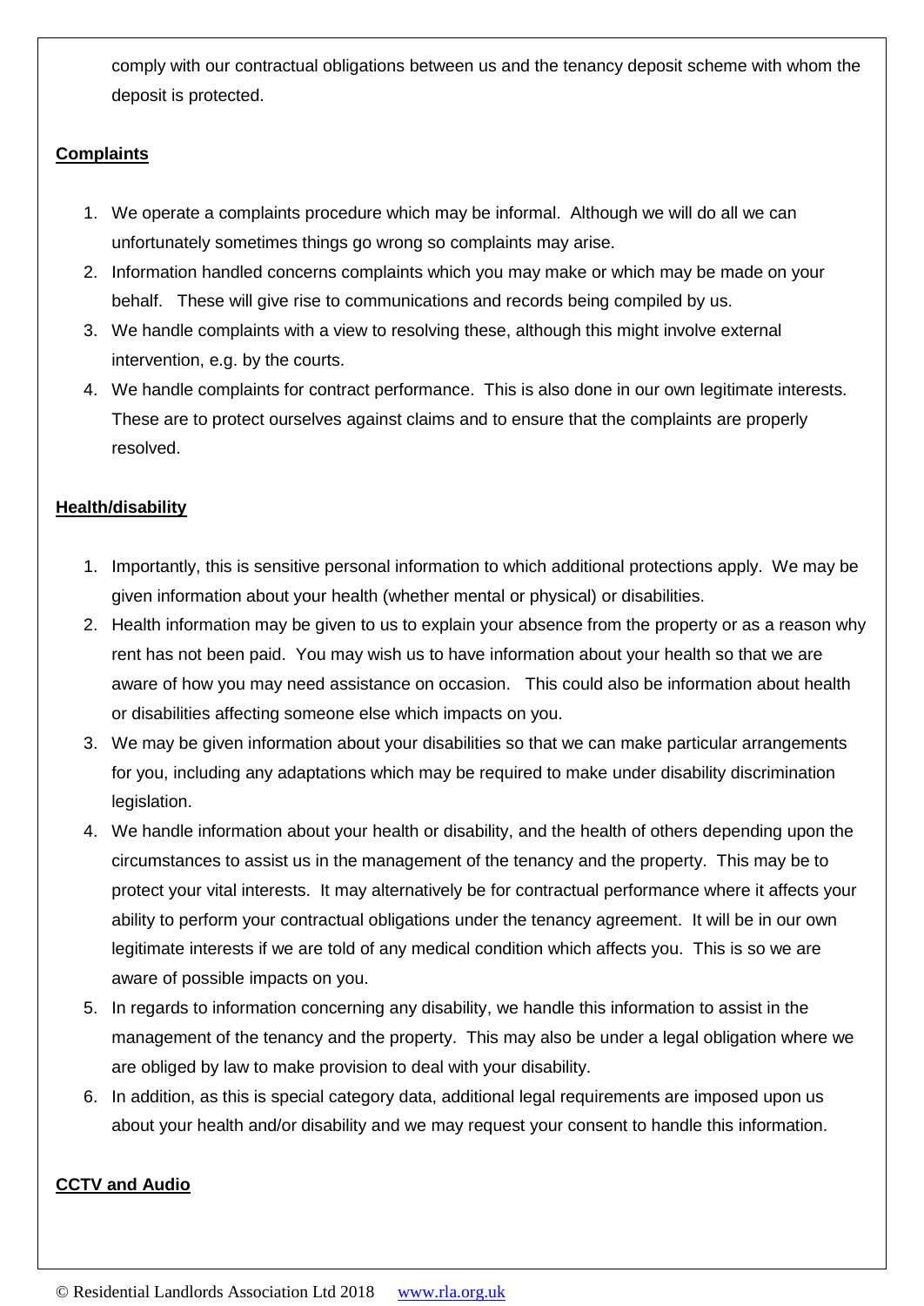comply with our contractual obligations between us and the tenancy deposit scheme with whom the deposit is protected.

**Complaints**

1. We operate a complaints procedure which may be informal. Although we will do all we can unfortunately sometimes things go wrong so complaints may arise.
2. Information handled concerns complaints which you may make or which may be made on your behalf. These will give rise to communications and records being compiled by us.
3. We handle complaints with a view to resolving these, although this might involve external intervention, e.g. by the courts.
4. We handle complaints for contract performance. This is also done in our own legitimate interests. These are to protect ourselves against claims and to ensure that the complaints are properly resolved.

**Health/disability**

1. Importantly, this is sensitive personal information to which additional protections apply. We may be given information about your health (whether mental or physical) or disabilities.
2. Health information may be given to us to explain your absence from the property or as a reason why rent has not been paid. You may wish us to have information about your health so that we are aware of how you may need assistance on occasion. This could also be information about health or disabilities affecting someone else which impacts on you.
3. We may be given information about your disabilities so that we can make particular arrangements for you, including any adaptations which may be required to make under disability discrimination legislation.
4. We handle information about your health or disability, and the health of others depending upon the circumstances to assist us in the management of the tenancy and the property. This may be to protect your vital interests. It may alternatively be for contractual performance where it affects your ability to perform your contractual obligations under the tenancy agreement. It will be in our own legitimate interests if we are told of any medical condition which affects you. This is so we are aware of possible impacts on you.
5. In regards to information concerning any disability, we handle this information to assist in the management of the tenancy and the property. This may also be under a legal obligation where we are obliged by law to make provision to deal with your disability.
6. In addition, as this is special category data, additional legal requirements are imposed upon us about your health and/or disability and we may request your consent to handle this information.

**CCTV and Audio**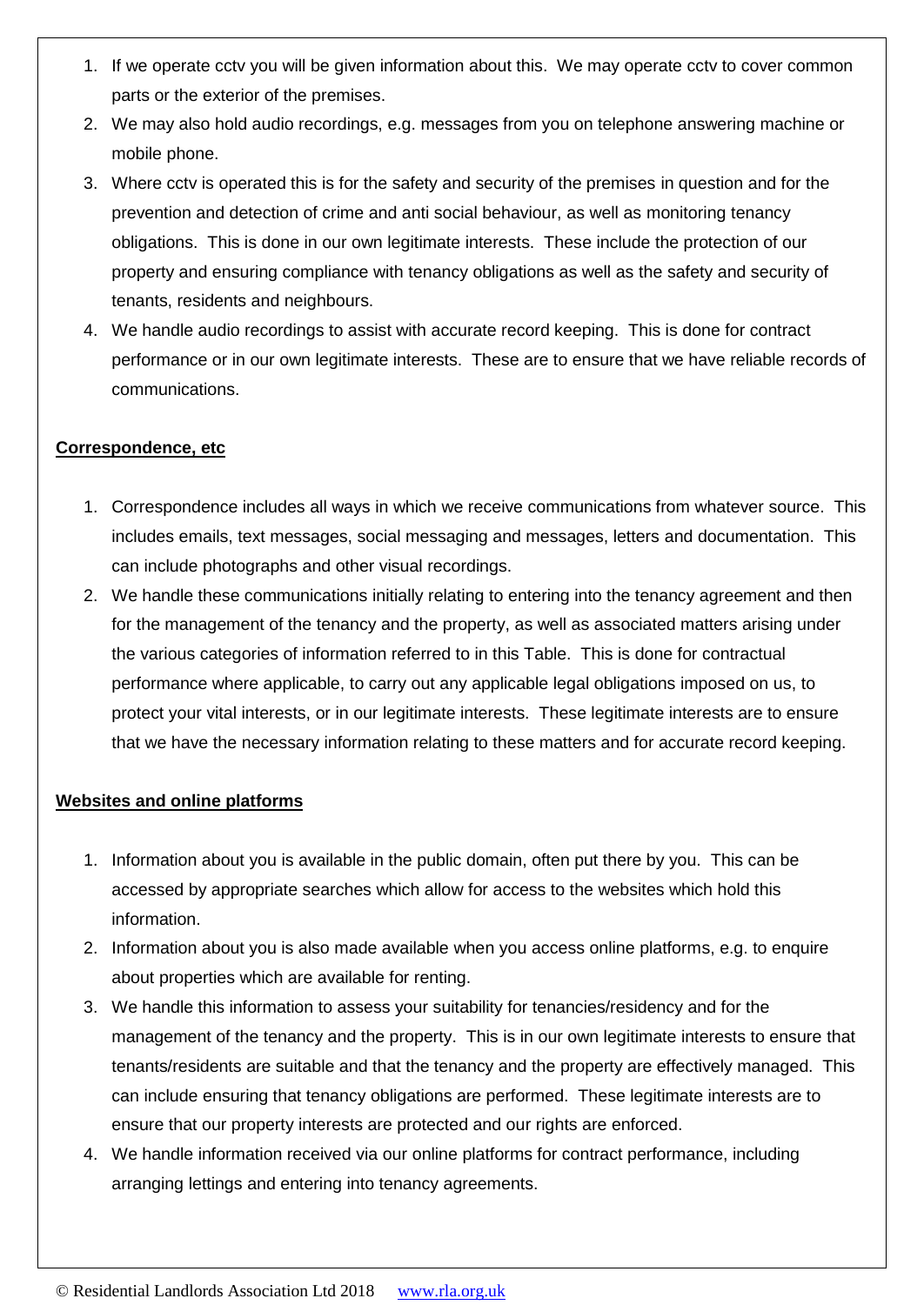1. If we operate cctv you will be given information about this. We may operate cctv to cover common parts or the exterior of the premises.
2. We may also hold audio recordings, e.g. messages from you on telephone answering machine or mobile phone.
3. Where cctv is operated this is for the safety and security of the premises in question and for the prevention and detection of crime and anti social behaviour, as well as monitoring tenancy obligations. This is done in our own legitimate interests. These include the protection of our property and ensuring compliance with tenancy obligations as well as the safety and security of tenants, residents and neighbours.
4. We handle audio recordings to assist with accurate record keeping. This is done for contract performance or in our own legitimate interests. These are to ensure that we have reliable records of communications.

**Correspondence, etc**

1. Correspondence includes all ways in which we receive communications from whatever source. This includes emails, text messages, social messaging and messages, letters and documentation. This can include photographs and other visual recordings.
2. We handle these communications initially relating to entering into the tenancy agreement and then for the management of the tenancy and the property, as well as associated matters arising under the various categories of information referred to in this Table. This is done for contractual performance where applicable, to carry out any applicable legal obligations imposed on us, to protect your vital interests, or in our legitimate interests. These legitimate interests are to ensure that we have the necessary information relating to these matters and for accurate record keeping.

**Websites and online platforms**

1. Information about you is available in the public domain, often put there by you. This can be accessed by appropriate searches which allow for access to the websites which hold this information.
2. Information about you is also made available when you access online platforms, e.g. to enquire about properties which are available for renting.
3. We handle this information to assess your suitability for tenancies/residency and for the management of the tenancy and the property. This is in our own legitimate interests to ensure that tenants/residents are suitable and that the tenancy and the property are effectively managed. This can include ensuring that tenancy obligations are performed. These legitimate interests are to ensure that our property interests are protected and our rights are enforced.
4. We handle information received via our online platforms for contract performance, including arranging lettings and entering into tenancy agreements.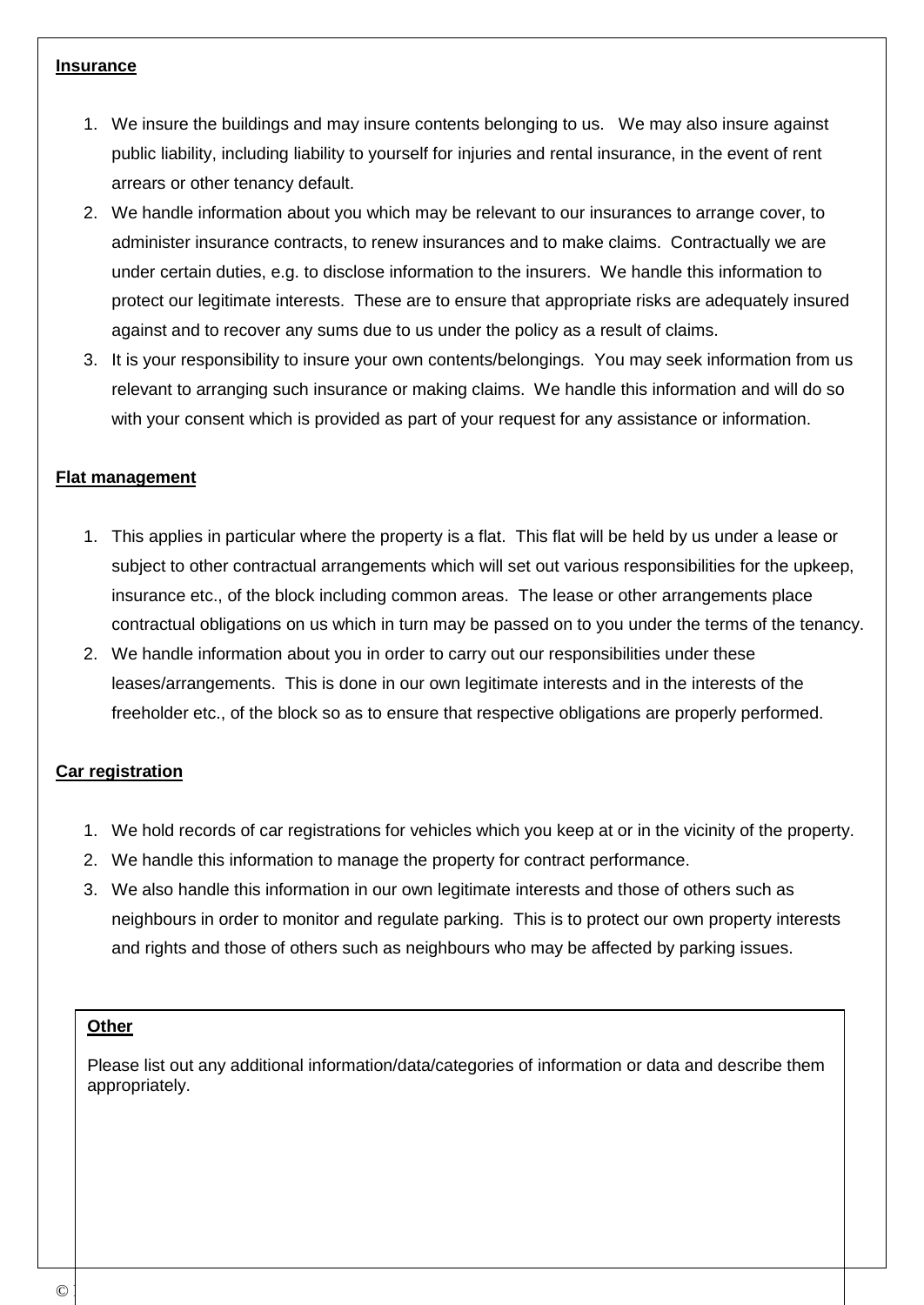**Insurance**

1. We insure the buildings and may insure contents belonging to us. We may also insure against public liability, including liability to yourself for injuries and rental insurance, in the event of rent arrears or other tenancy default.
2. We handle information about you which may be relevant to our insurances to arrange cover, to administer insurance contracts, to renew insurances and to make claims. Contractually we are under certain duties, e.g. to disclose information to the insurers. We handle this information to protect our legitimate interests. These are to ensure that appropriate risks are adequately insured against and to recover any sums due to us under the policy as a result of claims.
3. It is your responsibility to insure your own contents/belongings. You may seek information from us relevant to arranging such insurance or making claims. We handle this information and will do so with your consent which is provided as part of your request for any assistance or information.

**Flat management**

1. This applies in particular where the property is a flat. This flat will be held by us under a lease or subject to other contractual arrangements which will set out various responsibilities for the upkeep, insurance etc., of the block including common areas. The lease or other arrangements place contractual obligations on us which in turn may be passed on to you under the terms of the tenancy.
2. We handle information about you in order to carry out our responsibilities under these leases/arrangements. This is done in our own legitimate interests and in the interests of the freeholder etc., of the block so as to ensure that respective obligations are properly performed.

**Car registration**

1. We hold records of car registrations for vehicles which you keep at or in the vicinity of the property.
2. We handle this information to manage the property for contract performance.
3. We also handle this information in our own legitimate interests and those of others such as neighbours in order to monitor and regulate parking. This is to protect our own property interests and rights and those of others such as neighbours who may be affected by parking issues.

**Other**

Please list out any additional information/data/categories of information or data and describe them appropriately.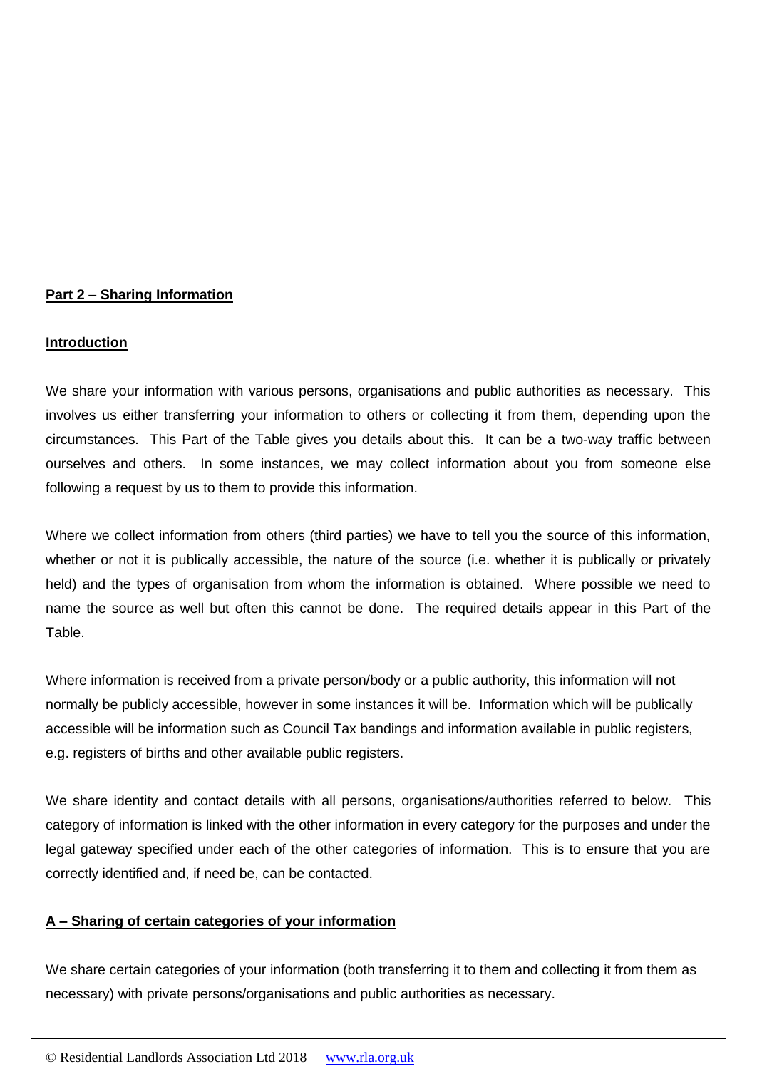**Part 2 – Sharing Information**

**Introduction**

We share your information with various persons, organisations and public authorities as necessary. This involves us either transferring your information to others or collecting it from them, depending upon the circumstances. This Part of the Table gives you details about this. It can be a two-way traffic between ourselves and others. In some instances, we may collect information about you from someone else following a request by us to them to provide this information.

Where we collect information from others (third parties) we have to tell you the source of this information, whether or not it is publically accessible, the nature of the source (i.e. whether it is publically or privately held) and the types of organisation from whom the information is obtained. Where possible we need to name the source as well but often this cannot be done. The required details appear in this Part of the Table.

Where information is received from a private person/body or a public authority, this information will not normally be publicly accessible, however in some instances it will be. Information which will be publically accessible will be information such as Council Tax bandings and information available in public registers, e.g. registers of births and other available public registers.

We share identity and contact details with all persons, organisations/authorities referred to below. This category of information is linked with the other information in every category for the purposes and under the legal gateway specified under each of the other categories of information. This is to ensure that you are correctly identified and, if need be, can be contacted.

**A – Sharing of certain categories of your information**

We share certain categories of your information (both transferring it to them and collecting it from them as necessary) with private persons/organisations and public authorities as necessary.

© Residential Landlords Association Ltd 2018 www.rla.org.uk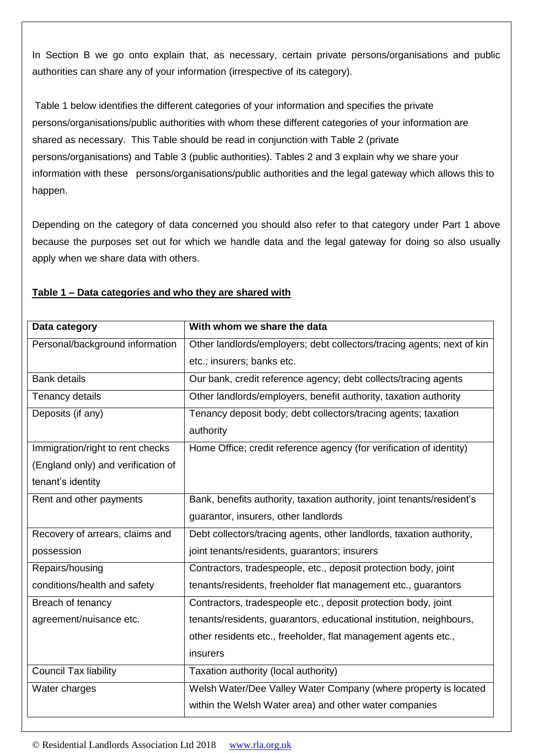In Section B we go onto explain that, as necessary, certain private persons/organisations and public authorities can share any of your information (irrespective of its category).

Table 1 below identifies the different categories of your information and specifies the private persons/organisations/public authorities with whom these different categories of your information are shared as necessary. This Table should be read in conjunction with Table 2 (private persons/organisations) and Table 3 (public authorities). Tables 2 and 3 explain why we share your information with these persons/organisations/public authorities and the legal gateway which allows this to happen.

Depending on the category of data concerned you should also refer to that category under Part 1 above because the purposes set out for which we handle data and the legal gateway for doing so also usually apply when we share data with others.

**Table 1 – Data categories and who they are shared with**

| Data category | With whom we share the data |
|---|---|
| Personal/background information | Other landlords/employers; debt collectors/tracing agents; next of kin etc.; insurers; banks etc. |
| Bank details | Our bank, credit reference agency; debt collects/tracing agents |
| Tenancy details | Other landlords/employers, benefit authority, taxation authority |
| Deposits (if any) | Tenancy deposit body; debt collectors/tracing agents; taxation authority |
| Immigration/right to rent checks (England only) and verification of tenant's identity | Home Office; credit reference agency (for verification of identity) |
| Rent and other payments | Bank, benefits authority, taxation authority, joint tenants/resident's guarantor, insurers, other landlords |
| Recovery of arrears, claims and possession | Debt collectors/tracing agents, other landlords, taxation authority, joint tenants/residents, guarantors; insurers |
| Repairs/housing conditions/health and safety | Contractors, tradespeople, etc., deposit protection body, joint tenants/residents, freeholder flat management etc., guarantors |
| Breach of tenancy agreement/nuisance etc. | Contractors, tradespeople etc., deposit protection body, joint tenants/residents, guarantors, educational institution, neighbours, other residents etc., freeholder, flat management agents etc., insurers |
| Council Tax liability | Taxation authority (local authority) |
| Water charges | Welsh Water/Dee Valley Water Company (where property is located within the Welsh Water area) and other water companies |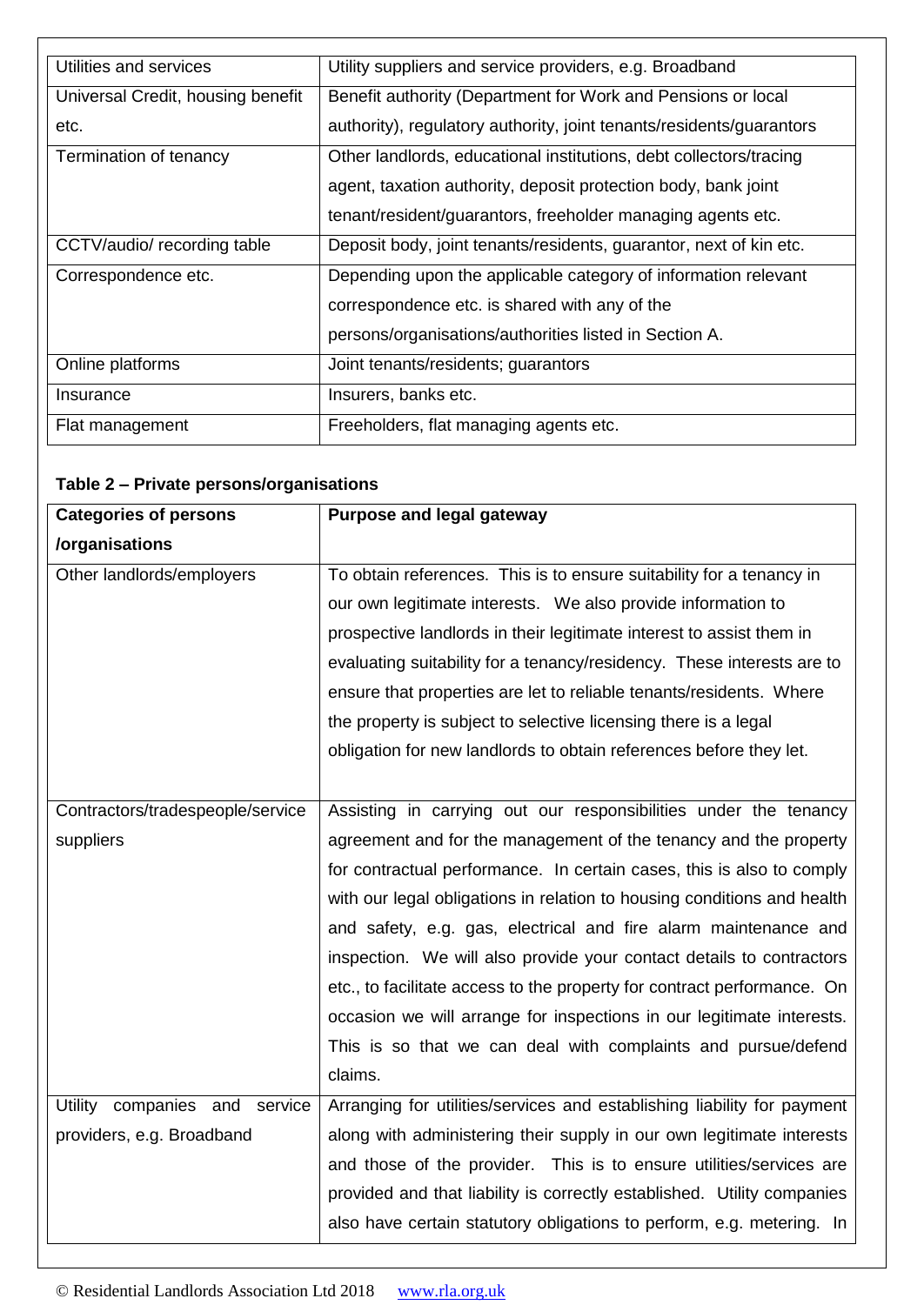| | |
|---|---|
| Utilities and services | Utility suppliers and service providers, e.g. Broadband |
| Universal Credit, housing benefit etc. | Benefit authority (Department for Work and Pensions or local authority), regulatory authority, joint tenants/residents/guarantors |
| Termination of tenancy | Other landlords, educational institutions, debt collectors/tracing agent, taxation authority, deposit protection body, bank joint tenant/resident/guarantors, freeholder managing agents etc. |
| CCTV/audio/ recording table | Deposit body, joint tenants/residents, guarantor, next of kin etc. |
| Correspondence etc. | Depending upon the applicable category of information relevant correspondence etc. is shared with any of the persons/organisations/authorities listed in Section A. |
| Online platforms | Joint tenants/residents; guarantors |
| Insurance | Insurers, banks etc. |
| Flat management | Freeholders, flat managing agents etc. |

**Table 2 – Private persons/organisations**

| **Categories of persons /organisations** | **Purpose and legal gateway** |
|---|---|
| Other landlords/employers | To obtain references. This is to ensure suitability for a tenancy in our own legitimate interests. We also provide information to prospective landlords in their legitimate interest to assist them in evaluating suitability for a tenancy/residency. These interests are to ensure that properties are let to reliable tenants/residents. Where the property is subject to selective licensing there is a legal obligation for new landlords to obtain references before they let. |
| Contractors/tradespeople/service suppliers | Assisting in carrying out our responsibilities under the tenancy agreement and for the management of the tenancy and the property for contractual performance. In certain cases, this is also to comply with our legal obligations in relation to housing conditions and health and safety, e.g. gas, electrical and fire alarm maintenance and inspection. We will also provide your contact details to contractors etc., to facilitate access to the property for contract performance. On occasion we will arrange for inspections in our legitimate interests. This is so that we can deal with complaints and pursue/defend claims. |
| Utility companies and service providers, e.g. Broadband | Arranging for utilities/services and establishing liability for payment along with administering their supply in our own legitimate interests and those of the provider. This is to ensure utilities/services are provided and that liability is correctly established. Utility companies also have certain statutory obligations to perform, e.g. metering. In |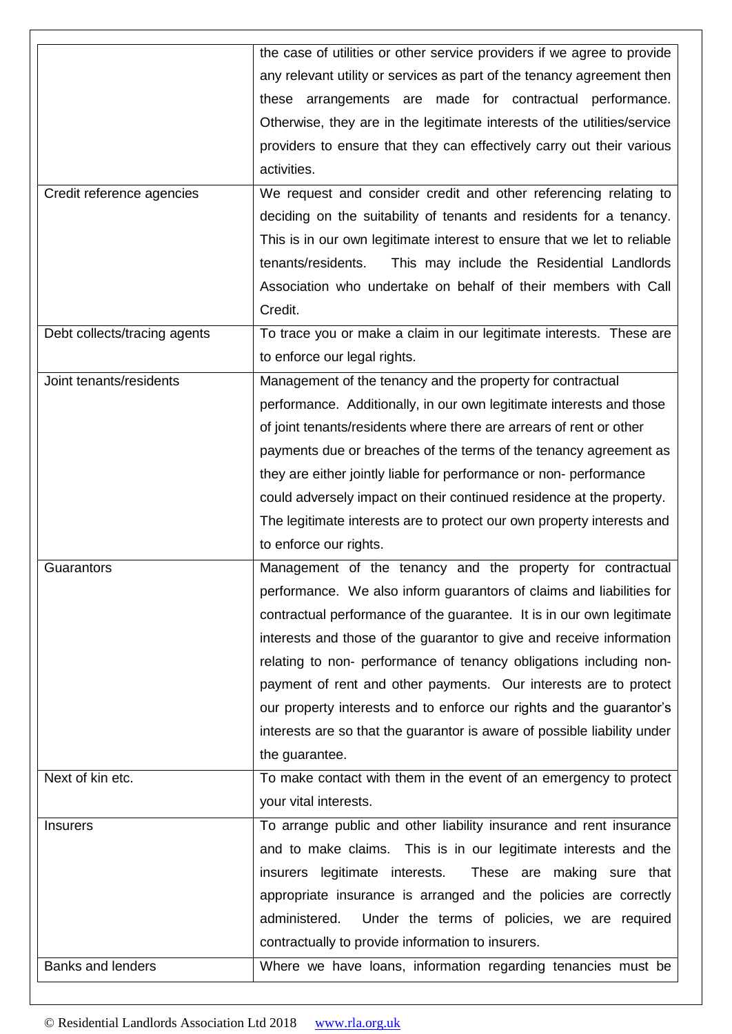| | |
|---|---|
| | the case of utilities or other service providers if we agree to provide any relevant utility or services as part of the tenancy agreement then these arrangements are made for contractual performance. Otherwise, they are in the legitimate interests of the utilities/service providers to ensure that they can effectively carry out their various activities. |
| Credit reference agencies | We request and consider credit and other referencing relating to deciding on the suitability of tenants and residents for a tenancy. This is in our own legitimate interest to ensure that we let to reliable tenants/residents. This may include the Residential Landlords Association who undertake on behalf of their members with Call Credit. |
| Debt collects/tracing agents | To trace you or make a claim in our legitimate interests. These are to enforce our legal rights. |
| Joint tenants/residents | Management of the tenancy and the property for contractual performance. Additionally, in our own legitimate interests and those of joint tenants/residents where there are arrears of rent or other payments due or breaches of the terms of the tenancy agreement as they are either jointly liable for performance or non- performance could adversely impact on their continued residence at the property. The legitimate interests are to protect our own property interests and to enforce our rights. |
| Guarantors | Management of the tenancy and the property for contractual performance. We also inform guarantors of claims and liabilities for contractual performance of the guarantee. It is in our own legitimate interests and those of the guarantor to give and receive information relating to non- performance of tenancy obligations including non-payment of rent and other payments. Our interests are to protect our property interests and to enforce our rights and the guarantor's interests are so that the guarantor is aware of possible liability under the guarantee. |
| Next of kin etc. | To make contact with them in the event of an emergency to protect your vital interests. |
| Insurers | To arrange public and other liability insurance and rent insurance and to make claims. This is in our legitimate interests and the insurers legitimate interests. These are making sure that appropriate insurance is arranged and the policies are correctly administered. Under the terms of policies, we are required contractually to provide information to insurers. |
| Banks and lenders | Where we have loans, information regarding tenancies must be |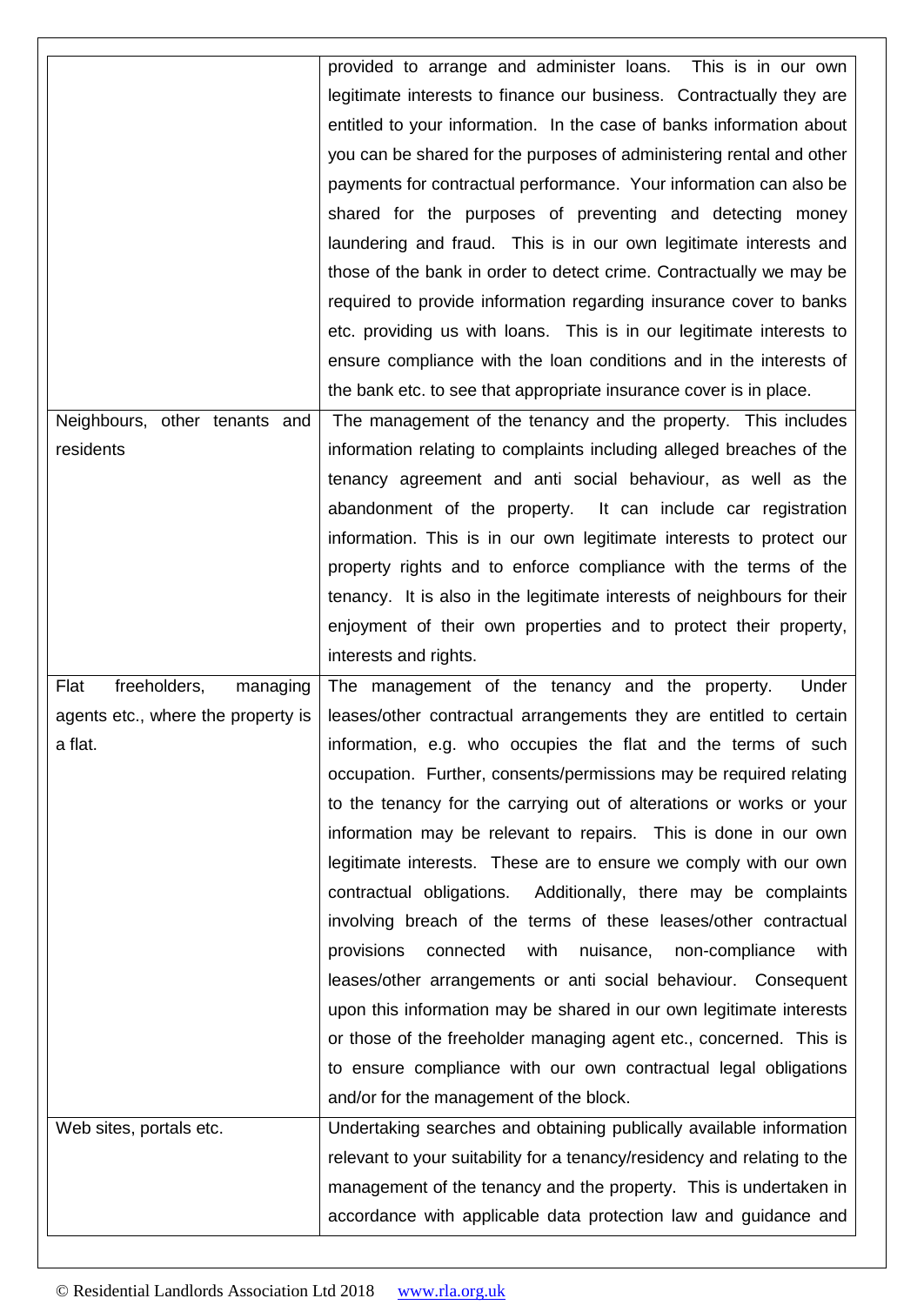| | |
|---|---|
| | provided to arrange and administer loans. This is in our own legitimate interests to finance our business. Contractually they are entitled to your information. In the case of banks information about you can be shared for the purposes of administering rental and other payments for contractual performance. Your information can also be shared for the purposes of preventing and detecting money laundering and fraud. This is in our own legitimate interests and those of the bank in order to detect crime. Contractually we may be required to provide information regarding insurance cover to banks etc. providing us with loans. This is in our legitimate interests to ensure compliance with the loan conditions and in the interests of the bank etc. to see that appropriate insurance cover is in place. |
| Neighbours, other tenants and residents | The management of the tenancy and the property. This includes information relating to complaints including alleged breaches of the tenancy agreement and anti social behaviour, as well as the abandonment of the property. It can include car registration information. This is in our own legitimate interests to protect our property rights and to enforce compliance with the terms of the tenancy. It is also in the legitimate interests of neighbours for their enjoyment of their own properties and to protect their property, interests and rights. |
| Flat freeholders, managing agents etc., where the property is a flat. | The management of the tenancy and the property. Under leases/other contractual arrangements they are entitled to certain information, e.g. who occupies the flat and the terms of such occupation. Further, consents/permissions may be required relating to the tenancy for the carrying out of alterations or works or your information may be relevant to repairs. This is done in our own legitimate interests. These are to ensure we comply with our own contractual obligations. Additionally, there may be complaints involving breach of the terms of these leases/other contractual provisions connected with nuisance, non-compliance with leases/other arrangements or anti social behaviour. Consequent upon this information may be shared in our own legitimate interests or those of the freeholder managing agent etc., concerned. This is to ensure compliance with our own contractual legal obligations and/or for the management of the block. |
| Web sites, portals etc. | Undertaking searches and obtaining publically available information relevant to your suitability for a tenancy/residency and relating to the management of the tenancy and the property. This is undertaken in accordance with applicable data protection law and guidance and |

© Residential Landlords Association Ltd 2018 www.rla.org.uk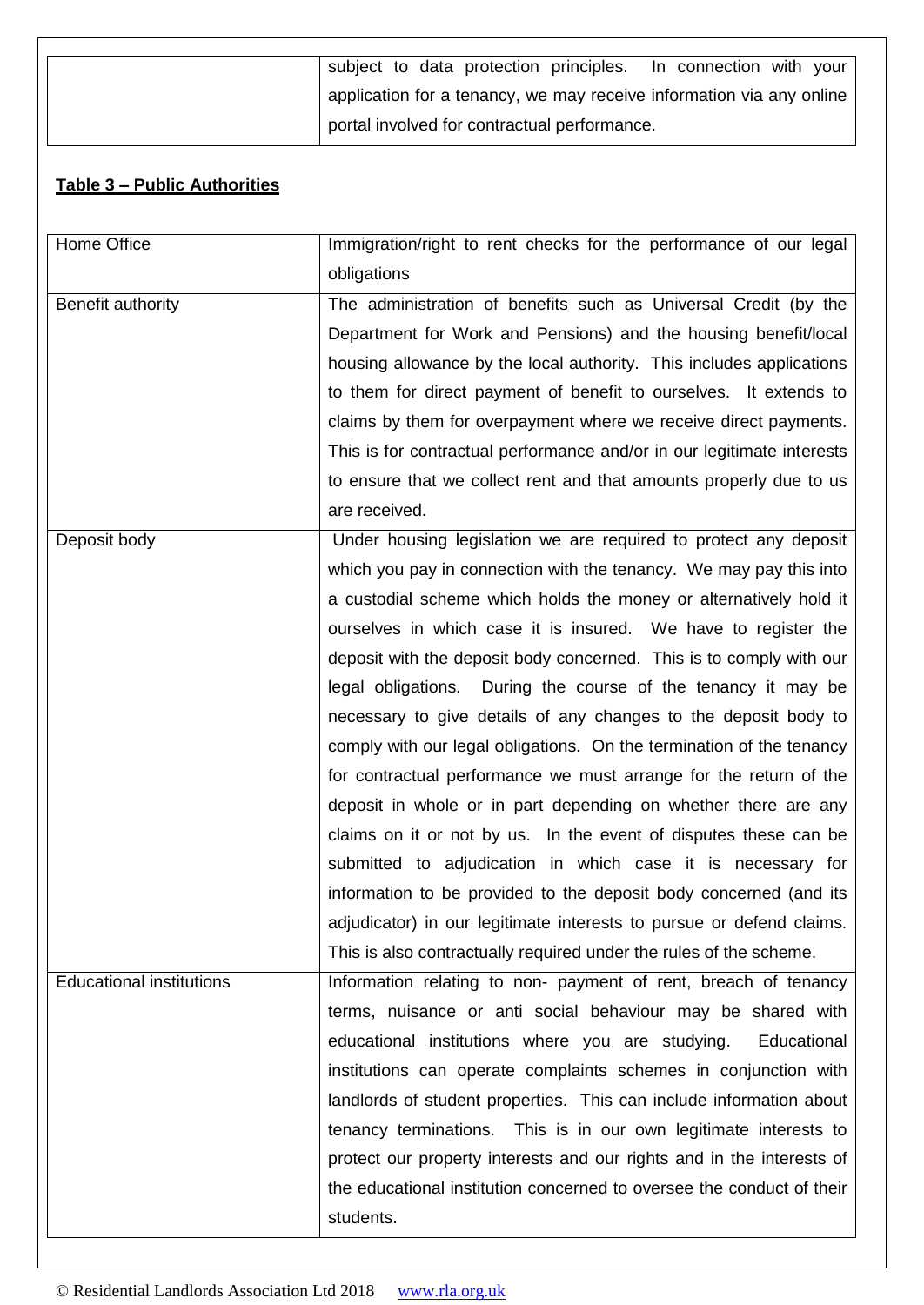| | |
|---|---|
| | subject to data protection principles. In connection with your application for a tenancy, we may receive information via any online portal involved for contractual performance. |

**Table 3 – Public Authorities**

| | |
|---|---|
| Home Office | Immigration/right to rent checks for the performance of our legal obligations |
| Benefit authority | The administration of benefits such as Universal Credit (by the Department for Work and Pensions) and the housing benefit/local housing allowance by the local authority. This includes applications to them for direct payment of benefit to ourselves. It extends to claims by them for overpayment where we receive direct payments. This is for contractual performance and/or in our legitimate interests to ensure that we collect rent and that amounts properly due to us are received. |
| Deposit body | Under housing legislation we are required to protect any deposit which you pay in connection with the tenancy. We may pay this into a custodial scheme which holds the money or alternatively hold it ourselves in which case it is insured. We have to register the deposit with the deposit body concerned. This is to comply with our legal obligations. During the course of the tenancy it may be necessary to give details of any changes to the deposit body to comply with our legal obligations. On the termination of the tenancy for contractual performance we must arrange for the return of the deposit in whole or in part depending on whether there are any claims on it or not by us. In the event of disputes these can be submitted to adjudication in which case it is necessary for information to be provided to the deposit body concerned (and its adjudicator) in our legitimate interests to pursue or defend claims. This is also contractually required under the rules of the scheme. |
| Educational institutions | Information relating to non- payment of rent, breach of tenancy terms, nuisance or anti social behaviour may be shared with educational institutions where you are studying. Educational institutions can operate complaints schemes in conjunction with landlords of student properties. This can include information about tenancy terminations. This is in our own legitimate interests to protect our property interests and our rights and in the interests of the educational institution concerned to oversee the conduct of their students. |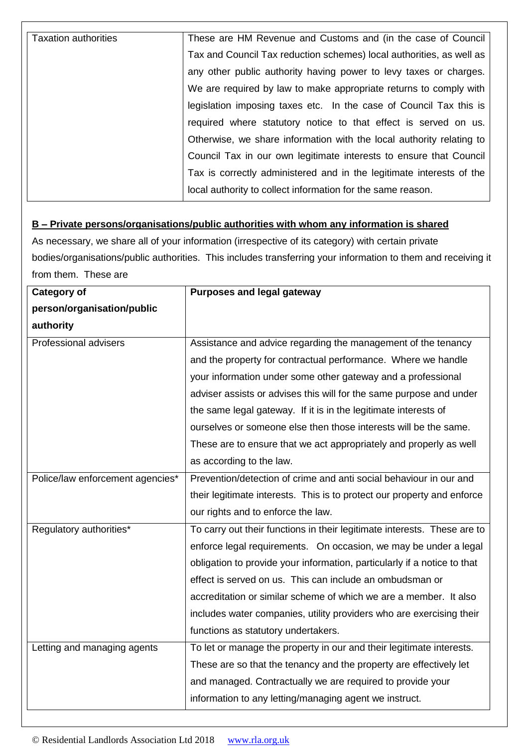| Taxation authorities | These are HM Revenue and Customs and (in the case of Council Tax and Council Tax reduction schemes) local authorities, as well as any other public authority having power to levy taxes or charges. We are required by law to make appropriate returns to comply with legislation imposing taxes etc. In the case of Council Tax this is required where statutory notice to that effect is served on us. Otherwise, we share information with the local authority relating to Council Tax in our own legitimate interests to ensure that Council Tax is correctly administered and in the legitimate interests of the local authority to collect information for the same reason. |
|---|---|

**B – Private persons/organisations/public authorities with whom any information is shared**

As necessary, we share all of your information (irrespective of its category) with certain private bodies/organisations/public authorities. This includes transferring your information to them and receiving it from them. These are

| Category of person/organisation/public authority | Purposes and legal gateway |
|---|---|
| Professional advisers | Assistance and advice regarding the management of the tenancy and the property for contractual performance. Where we handle your information under some other gateway and a professional adviser assists or advises this will for the same purpose and under the same legal gateway. If it is in the legitimate interests of ourselves or someone else then those interests will be the same. These are to ensure that we act appropriately and properly as well as according to the law. |
| Police/law enforcement agencies* | Prevention/detection of crime and anti social behaviour in our and their legitimate interests. This is to protect our property and enforce our rights and to enforce the law. |
| Regulatory authorities* | To carry out their functions in their legitimate interests. These are to enforce legal requirements. On occasion, we may be under a legal obligation to provide your information, particularly if a notice to that effect is served on us. This can include an ombudsman or accreditation or similar scheme of which we are a member. It also includes water companies, utility providers who are exercising their functions as statutory undertakers. |
| Letting and managing agents | To let or manage the property in our and their legitimate interests. These are so that the tenancy and the property are effectively let and managed. Contractually we are required to provide your information to any letting/managing agent we instruct. |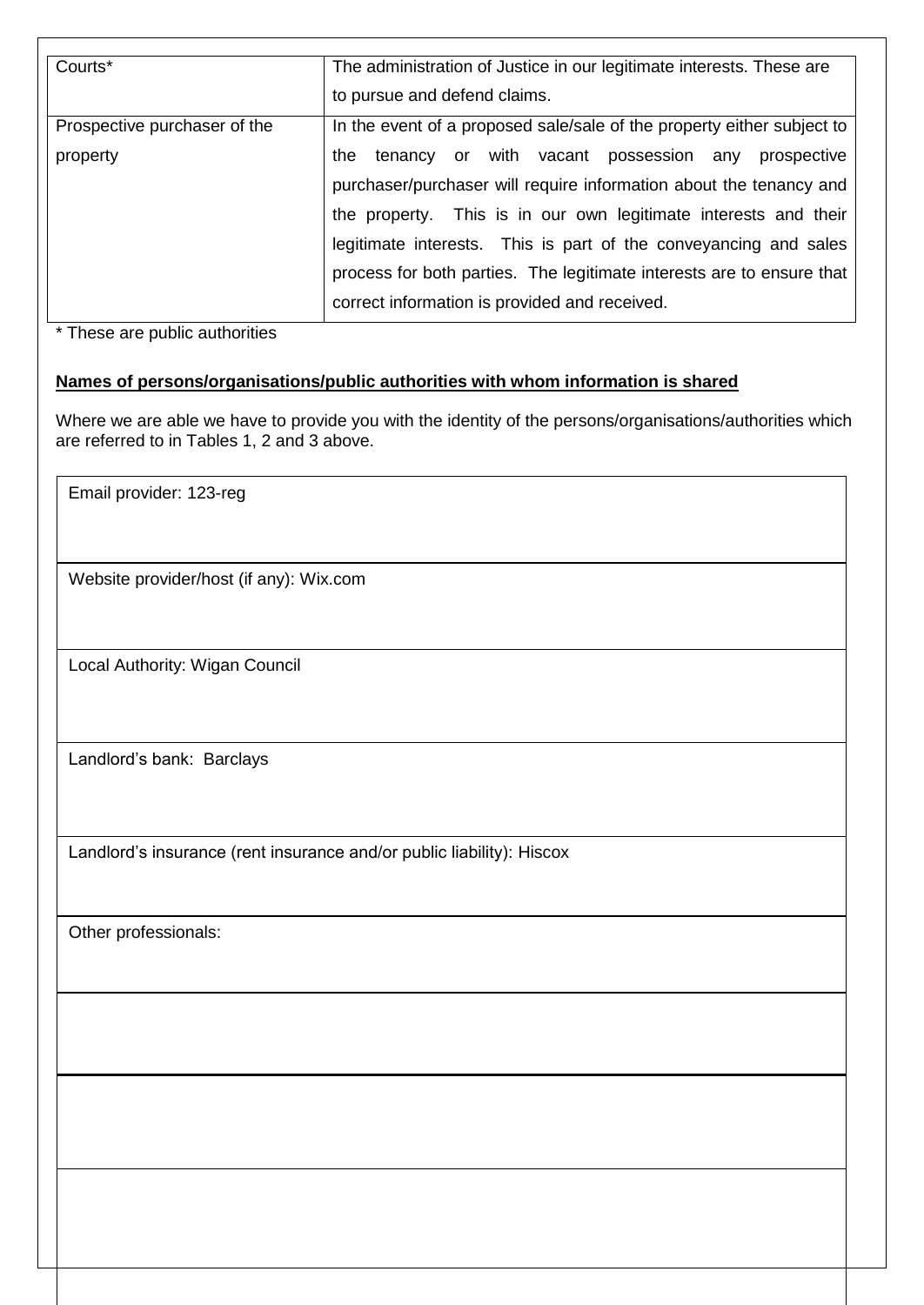| | |
|---|---|
| Courts* | The administration of Justice in our legitimate interests. These are to pursue and defend claims. |
| Prospective purchaser of the property | In the event of a proposed sale/sale of the property either subject to the tenancy or with vacant possession any prospective purchaser/purchaser will require information about the tenancy and the property. This is in our own legitimate interests and their legitimate interests. This is part of the conveyancing and sales process for both parties. The legitimate interests are to ensure that correct information is provided and received. |

* These are public authorities

**Names of persons/organisations/public authorities with whom information is shared**

Where we are able we have to provide you with the identity of the persons/organisations/authorities which are referred to in Tables 1, 2 and 3 above.

| |
|---|
| Email provider: 123-reg |
| Website provider/host (if any): Wix.com |
| Local Authority: Wigan Council |
| Landlord's bank: Barclays |
| Landlord's insurance (rent insurance and/or public liability): Hiscox |
| Other professionals: |
| |
| |
| |